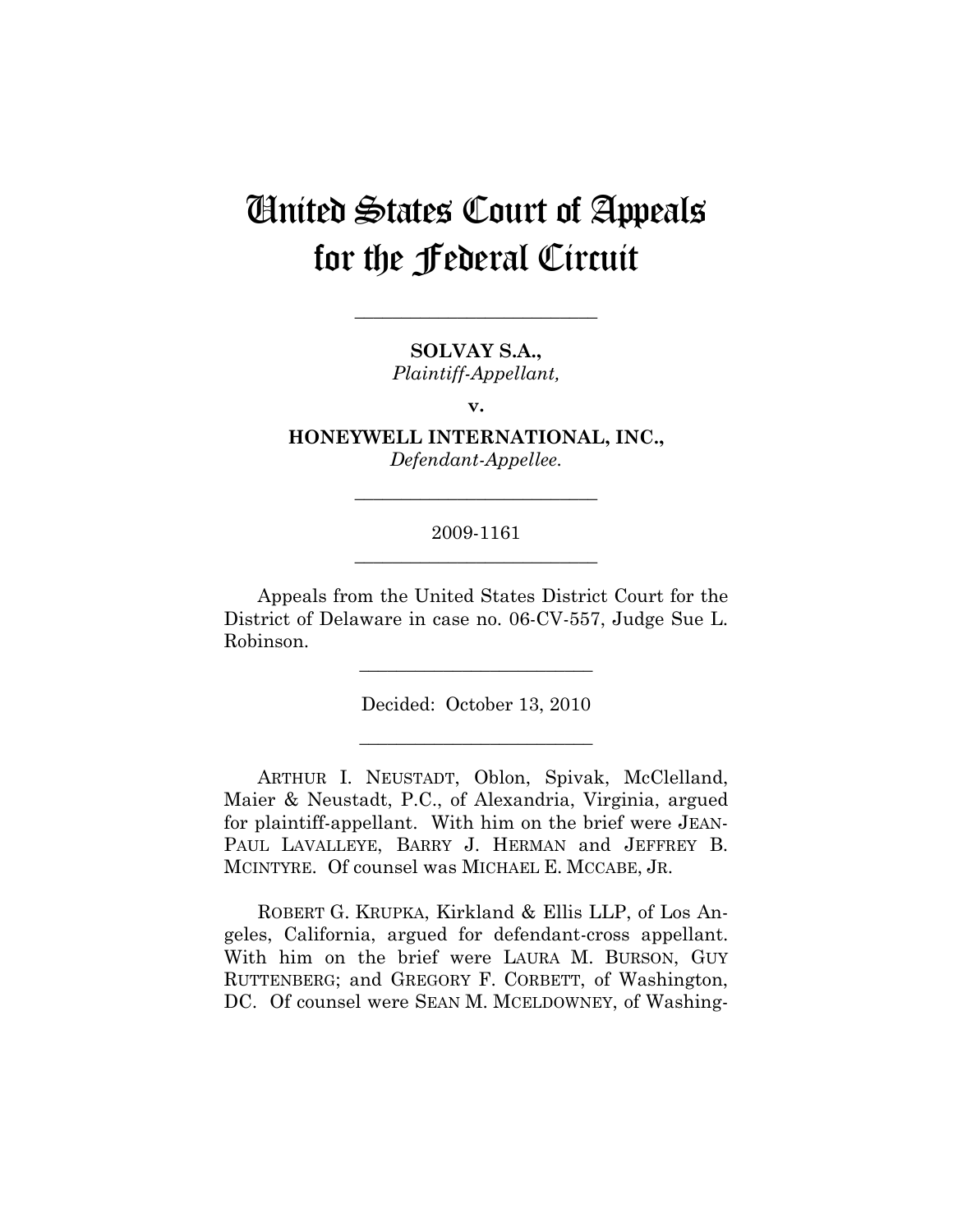# United States Court of Appeals for the Federal Circuit

---

**SOLVAY S.A.,**
*Plaintiff-Appellant,*

**v.**

**HONEYWELL INTERNATIONAL, INC.,**
*Defendant-Appellee.*

---

2009-1161

---

Appeals from the United States District Court for the District of Delaware in case no. 06-CV-557, Judge Sue L. Robinson.

---

Decided: October 13, 2010

---

ARTHUR I. NEUSTADT, Oblon, Spivak, McClelland, Maier & Neustadt, P.C., of Alexandria, Virginia, argued for plaintiff-appellant. With him on the brief were JEAN-PAUL LAVALLEYE, BARRY J. HERMAN and JEFFREY B. MCINTYRE. Of counsel was MICHAEL E. MCCABE, JR.

ROBERT G. KRUPKA, Kirkland & Ellis LLP, of Los Angeles, California, argued for defendant-cross appellant. With him on the brief were LAURA M. BURSON, GUY RUTTENBERG; and GREGORY F. CORBETT, of Washington, DC. Of counsel were SEAN M. MCELDOWNEY, of Washing-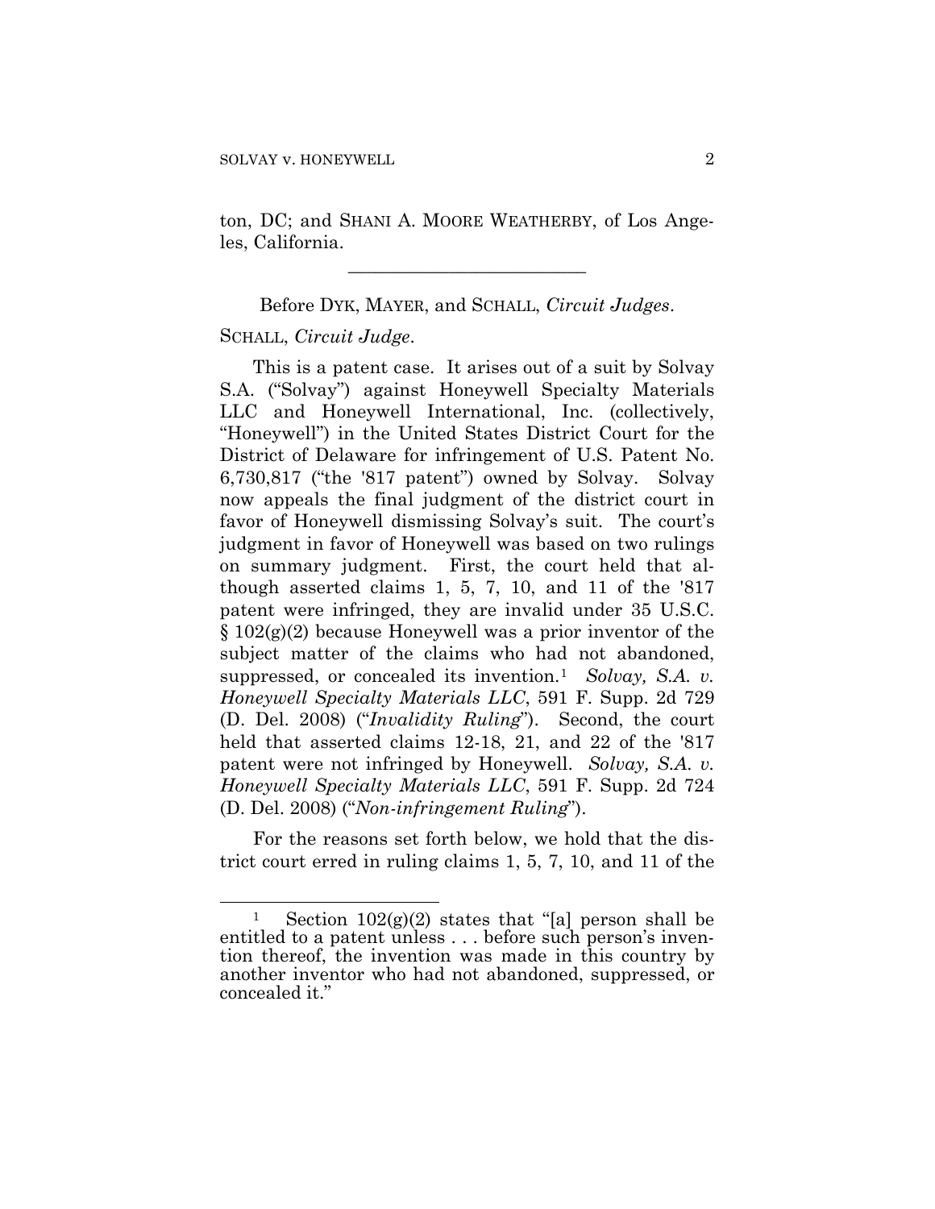ton, DC; and SHANI A. MOORE WEATHERBY, of Los Angeles, California.

---

Before DYK, MAYER, and SCHALL, *Circuit Judges*.

SCHALL, *Circuit Judge*.

This is a patent case. It arises out of a suit by Solvay S.A. ("Solvay") against Honeywell Specialty Materials LLC and Honeywell International, Inc. (collectively, "Honeywell") in the United States District Court for the District of Delaware for infringement of U.S. Patent No. 6,730,817 ("the '817 patent") owned by Solvay. Solvay now appeals the final judgment of the district court in favor of Honeywell dismissing Solvay's suit. The court's judgment in favor of Honeywell was based on two rulings on summary judgment. First, the court held that although asserted claims 1, 5, 7, 10, and 11 of the '817 patent were infringed, they are invalid under 35 U.S.C. § 102(g)(2) because Honeywell was a prior inventor of the subject matter of the claims who had not abandoned, suppressed, or concealed its invention.[1] *Solvay, S.A. v. Honeywell Specialty Materials LLC*, 591 F. Supp. 2d 729 (D. Del. 2008) ("*Invalidity Ruling*"). Second, the court held that asserted claims 12-18, 21, and 22 of the '817 patent were not infringed by Honeywell. *Solvay, S.A. v. Honeywell Specialty Materials LLC*, 591 F. Supp. 2d 724 (D. Del. 2008) ("*Non-infringement Ruling*").

For the reasons set forth below, we hold that the district court erred in ruling claims 1, 5, 7, 10, and 11 of the

---

[1] Section 102(g)(2) states that "[a] person shall be entitled to a patent unless . . . before such person's invention thereof, the invention was made in this country by another inventor who had not abandoned, suppressed, or concealed it."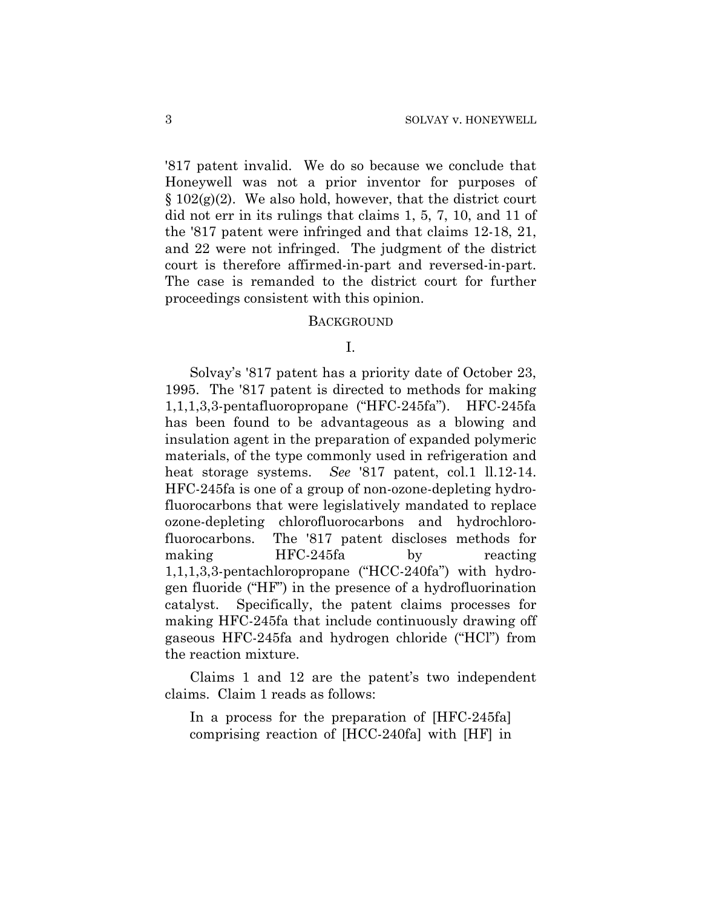'817 patent invalid. We do so because we conclude that Honeywell was not a prior inventor for purposes of § 102(g)(2). We also hold, however, that the district court did not err in its rulings that claims 1, 5, 7, 10, and 11 of the '817 patent were infringed and that claims 12-18, 21, and 22 were not infringed. The judgment of the district court is therefore affirmed-in-part and reversed-in-part. The case is remanded to the district court for further proceedings consistent with this opinion.

## BACKGROUND

### I.

Solvay's '817 patent has a priority date of October 23, 1995. The '817 patent is directed to methods for making 1,1,1,3,3-pentafluoropropane ("HFC-245fa"). HFC-245fa has been found to be advantageous as a blowing and insulation agent in the preparation of expanded polymeric materials, of the type commonly used in refrigeration and heat storage systems. *See* '817 patent, col.1 ll.12-14. HFC-245fa is one of a group of non-ozone-depleting hydrofluorocarbons that were legislatively mandated to replace ozone-depleting chlorofluorocarbons and hydrochlorofluorocarbons. The '817 patent discloses methods for making HFC-245fa by reacting 1,1,1,3,3-pentachloropropane ("HCC-240fa") with hydrogen fluoride ("HF") in the presence of a hydrofluorination catalyst. Specifically, the patent claims processes for making HFC-245fa that include continuously drawing off gaseous HFC-245fa and hydrogen chloride ("HCl") from the reaction mixture.

Claims 1 and 12 are the patent's two independent claims. Claim 1 reads as follows:

> In a process for the preparation of [HFC-245fa] comprising reaction of [HCC-240fa] with [HF] in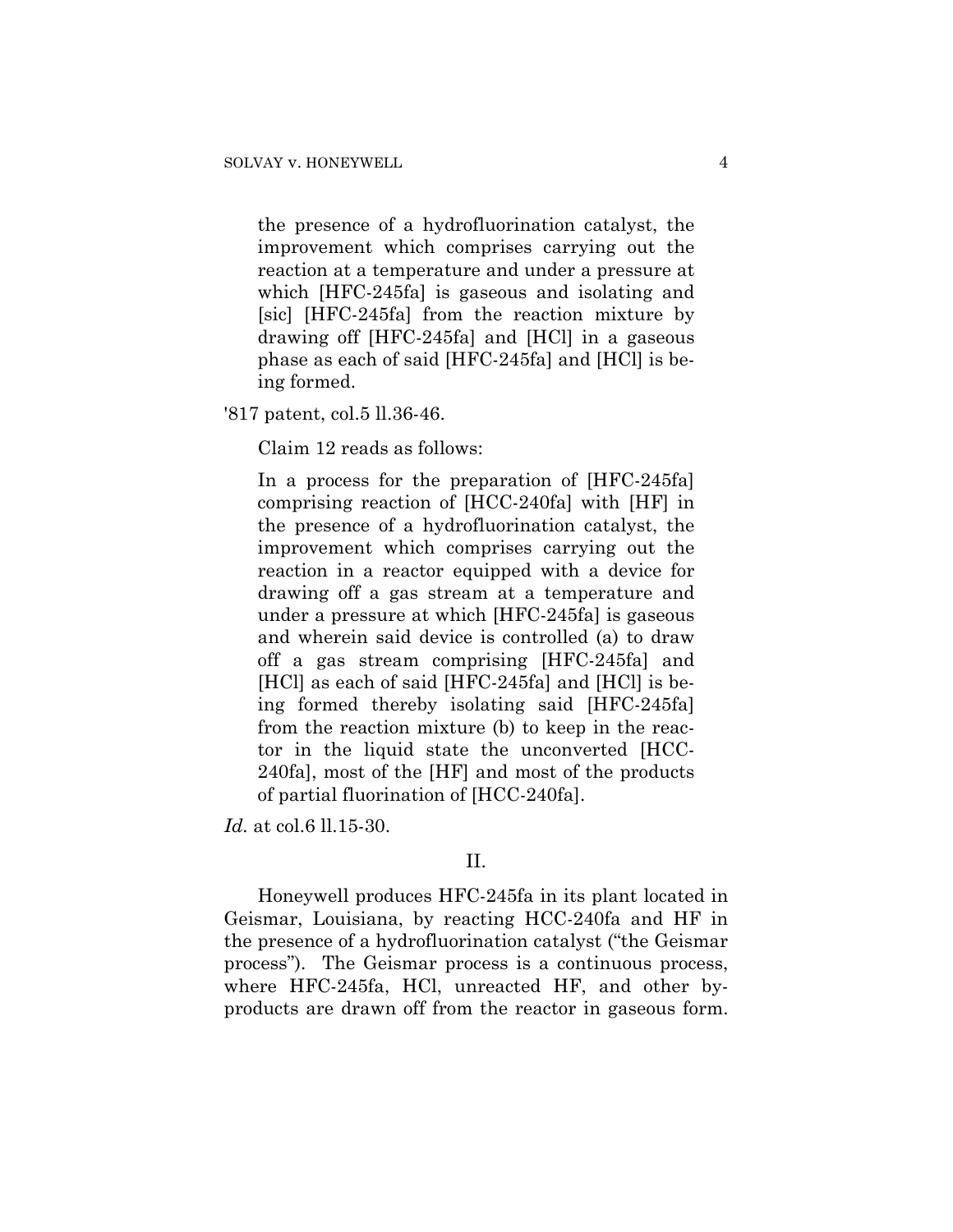> the presence of a hydrofluorination catalyst, the improvement which comprises carrying out the reaction at a temperature and under a pressure at which [HFC-245fa] is gaseous and isolating and [sic] [HFC-245fa] from the reaction mixture by drawing off [HFC-245fa] and [HCl] in a gaseous phase as each of said [HFC-245fa] and [HCl] is being formed.

'817 patent, col.5 ll.36-46.

Claim 12 reads as follows:

> In a process for the preparation of [HFC-245fa] comprising reaction of [HCC-240fa] with [HF] in the presence of a hydrofluorination catalyst, the improvement which comprises carrying out the reaction in a reactor equipped with a device for drawing off a gas stream at a temperature and under a pressure at which [HFC-245fa] is gaseous and wherein said device is controlled (a) to draw off a gas stream comprising [HFC-245fa] and [HCl] as each of said [HFC-245fa] and [HCl] is being formed thereby isolating said [HFC-245fa] from the reaction mixture (b) to keep in the reactor in the liquid state the unconverted [HCC-240fa], most of the [HF] and most of the products of partial fluorination of [HCC-240fa].

*Id.* at col.6 ll.15-30.

## II.

Honeywell produces HFC-245fa in its plant located in Geismar, Louisiana, by reacting HCC-240fa and HF in the presence of a hydrofluorination catalyst ("the Geismar process"). The Geismar process is a continuous process, where HFC-245fa, HCl, unreacted HF, and other byproducts are drawn off from the reactor in gaseous form.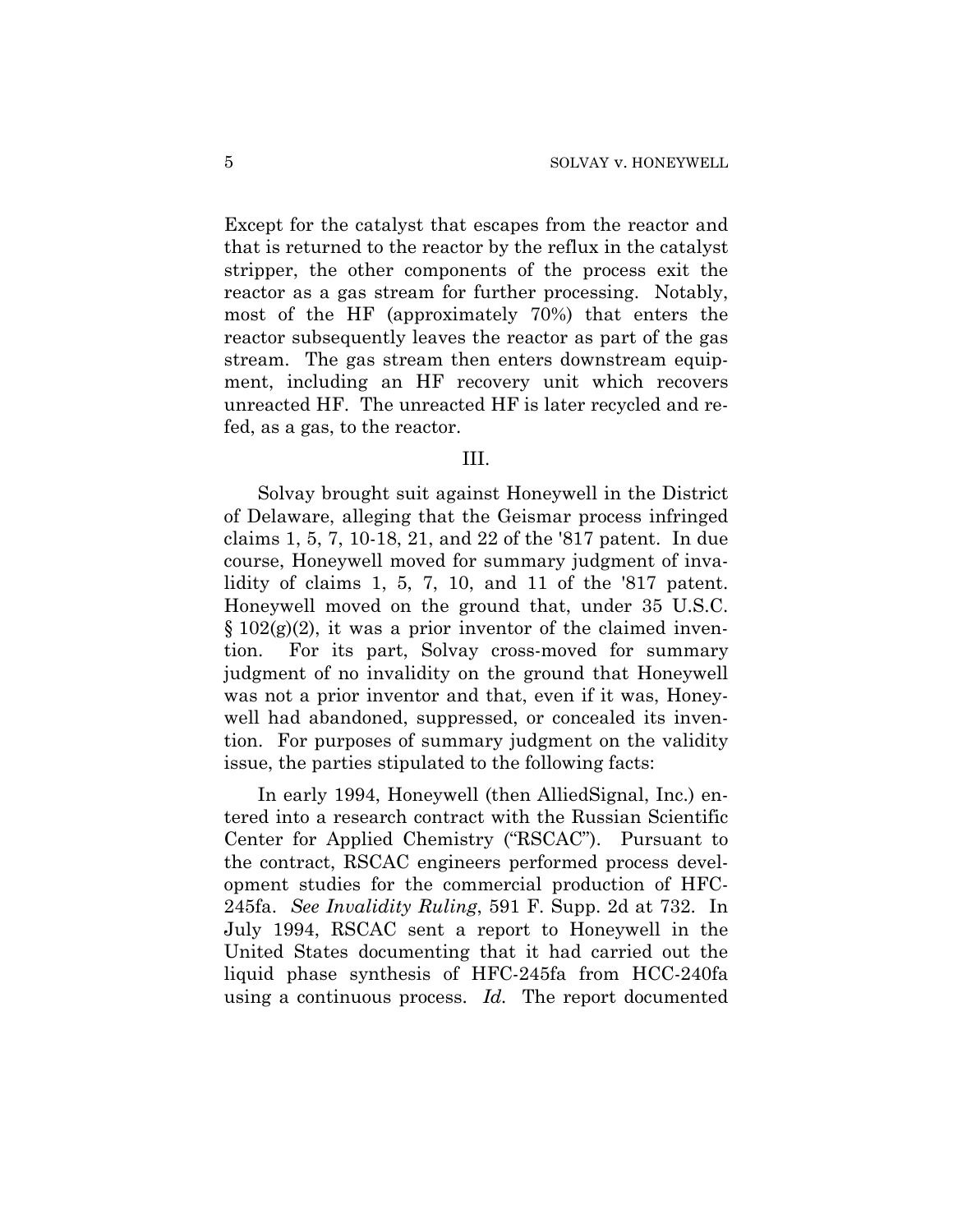Except for the catalyst that escapes from the reactor and that is returned to the reactor by the reflux in the catalyst stripper, the other components of the process exit the reactor as a gas stream for further processing. Notably, most of the HF (approximately 70%) that enters the reactor subsequently leaves the reactor as part of the gas stream. The gas stream then enters downstream equipment, including an HF recovery unit which recovers unreacted HF. The unreacted HF is later recycled and re-fed, as a gas, to the reactor.

## III.

Solvay brought suit against Honeywell in the District of Delaware, alleging that the Geismar process infringed claims 1, 5, 7, 10-18, 21, and 22 of the '817 patent. In due course, Honeywell moved for summary judgment of invalidity of claims 1, 5, 7, 10, and 11 of the '817 patent. Honeywell moved on the ground that, under 35 U.S.C. § 102(g)(2), it was a prior inventor of the claimed invention. For its part, Solvay cross-moved for summary judgment of no invalidity on the ground that Honeywell was not a prior inventor and that, even if it was, Honeywell had abandoned, suppressed, or concealed its invention. For purposes of summary judgment on the validity issue, the parties stipulated to the following facts:

In early 1994, Honeywell (then AlliedSignal, Inc.) entered into a research contract with the Russian Scientific Center for Applied Chemistry ("RSCAC"). Pursuant to the contract, RSCAC engineers performed process development studies for the commercial production of HFC-245fa. *See Invalidity Ruling*, 591 F. Supp. 2d at 732. In July 1994, RSCAC sent a report to Honeywell in the United States documenting that it had carried out the liquid phase synthesis of HFC-245fa from HCC-240fa using a continuous process. *Id.* The report documented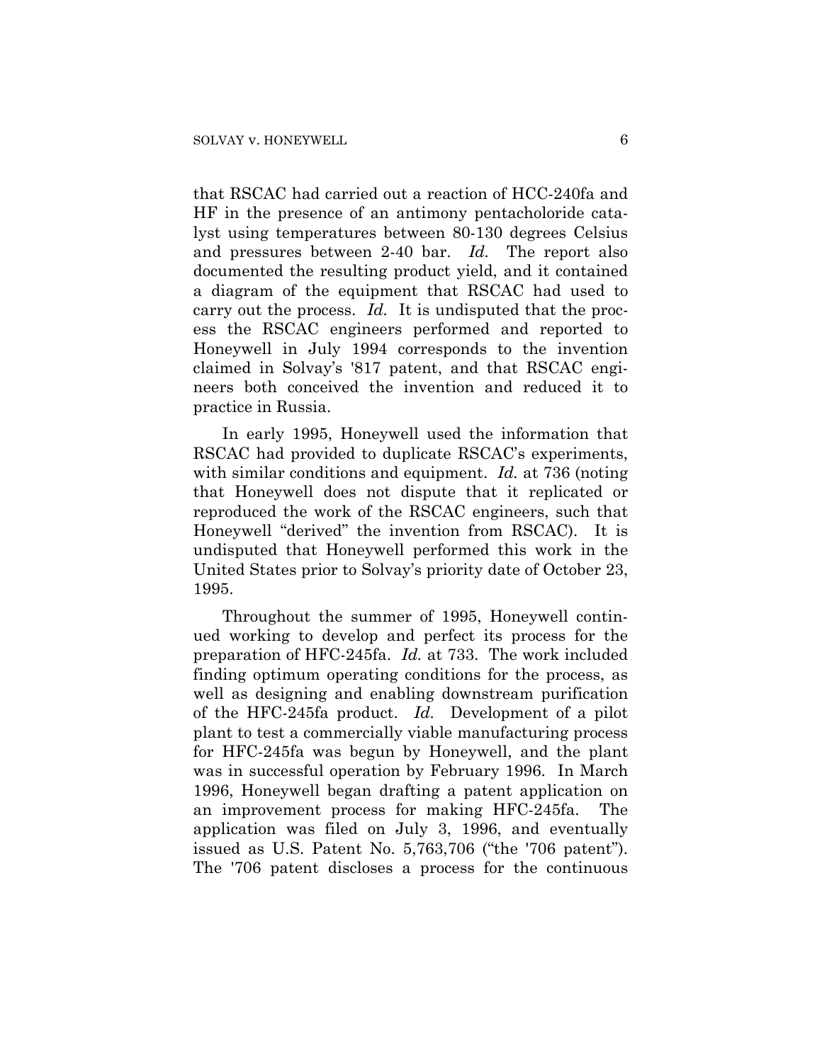that RSCAC had carried out a reaction of HCC-240fa and HF in the presence of an antimony pentacholoride catalyst using temperatures between 80-130 degrees Celsius and pressures between 2-40 bar. *Id.* The report also documented the resulting product yield, and it contained a diagram of the equipment that RSCAC had used to carry out the process. *Id.* It is undisputed that the process the RSCAC engineers performed and reported to Honeywell in July 1994 corresponds to the invention claimed in Solvay's '817 patent, and that RSCAC engineers both conceived the invention and reduced it to practice in Russia.

In early 1995, Honeywell used the information that RSCAC had provided to duplicate RSCAC's experiments, with similar conditions and equipment. *Id.* at 736 (noting that Honeywell does not dispute that it replicated or reproduced the work of the RSCAC engineers, such that Honeywell "derived" the invention from RSCAC). It is undisputed that Honeywell performed this work in the United States prior to Solvay's priority date of October 23, 1995.

Throughout the summer of 1995, Honeywell continued working to develop and perfect its process for the preparation of HFC-245fa. *Id.* at 733. The work included finding optimum operating conditions for the process, as well as designing and enabling downstream purification of the HFC-245fa product. *Id.* Development of a pilot plant to test a commercially viable manufacturing process for HFC-245fa was begun by Honeywell, and the plant was in successful operation by February 1996. In March 1996, Honeywell began drafting a patent application on an improvement process for making HFC-245fa. The application was filed on July 3, 1996, and eventually issued as U.S. Patent No. 5,763,706 ("the '706 patent"). The '706 patent discloses a process for the continuous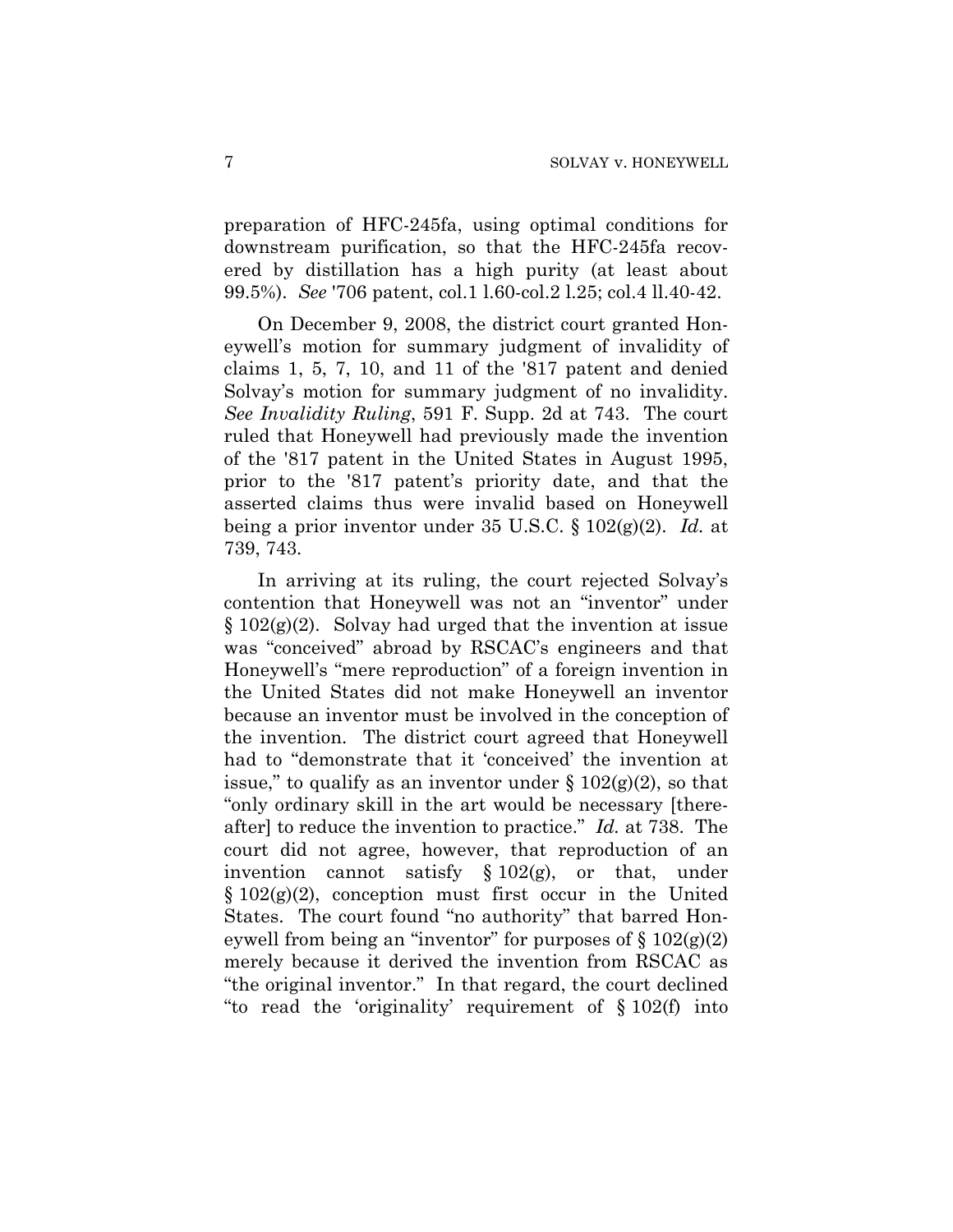preparation of HFC-245fa, using optimal conditions for downstream purification, so that the HFC-245fa recovered by distillation has a high purity (at least about 99.5%). *See* '706 patent, col.1 l.60-col.2 l.25; col.4 ll.40-42.

On December 9, 2008, the district court granted Honeywell's motion for summary judgment of invalidity of claims 1, 5, 7, 10, and 11 of the '817 patent and denied Solvay's motion for summary judgment of no invalidity. *See Invalidity Ruling*, 591 F. Supp. 2d at 743. The court ruled that Honeywell had previously made the invention of the '817 patent in the United States in August 1995, prior to the '817 patent's priority date, and that the asserted claims thus were invalid based on Honeywell being a prior inventor under 35 U.S.C. § 102(g)(2). *Id.* at 739, 743.

In arriving at its ruling, the court rejected Solvay's contention that Honeywell was not an "inventor" under § 102(g)(2). Solvay had urged that the invention at issue was "conceived" abroad by RSCAC's engineers and that Honeywell's "mere reproduction" of a foreign invention in the United States did not make Honeywell an inventor because an inventor must be involved in the conception of the invention. The district court agreed that Honeywell had to "demonstrate that it 'conceived' the invention at issue," to qualify as an inventor under § 102(g)(2), so that "only ordinary skill in the art would be necessary [thereafter] to reduce the invention to practice." *Id.* at 738. The court did not agree, however, that reproduction of an invention cannot satisfy § 102(g), or that, under § 102(g)(2), conception must first occur in the United States. The court found "no authority" that barred Honeywell from being an "inventor" for purposes of § 102(g)(2) merely because it derived the invention from RSCAC as "the original inventor." In that regard, the court declined "to read the 'originality' requirement of § 102(f) into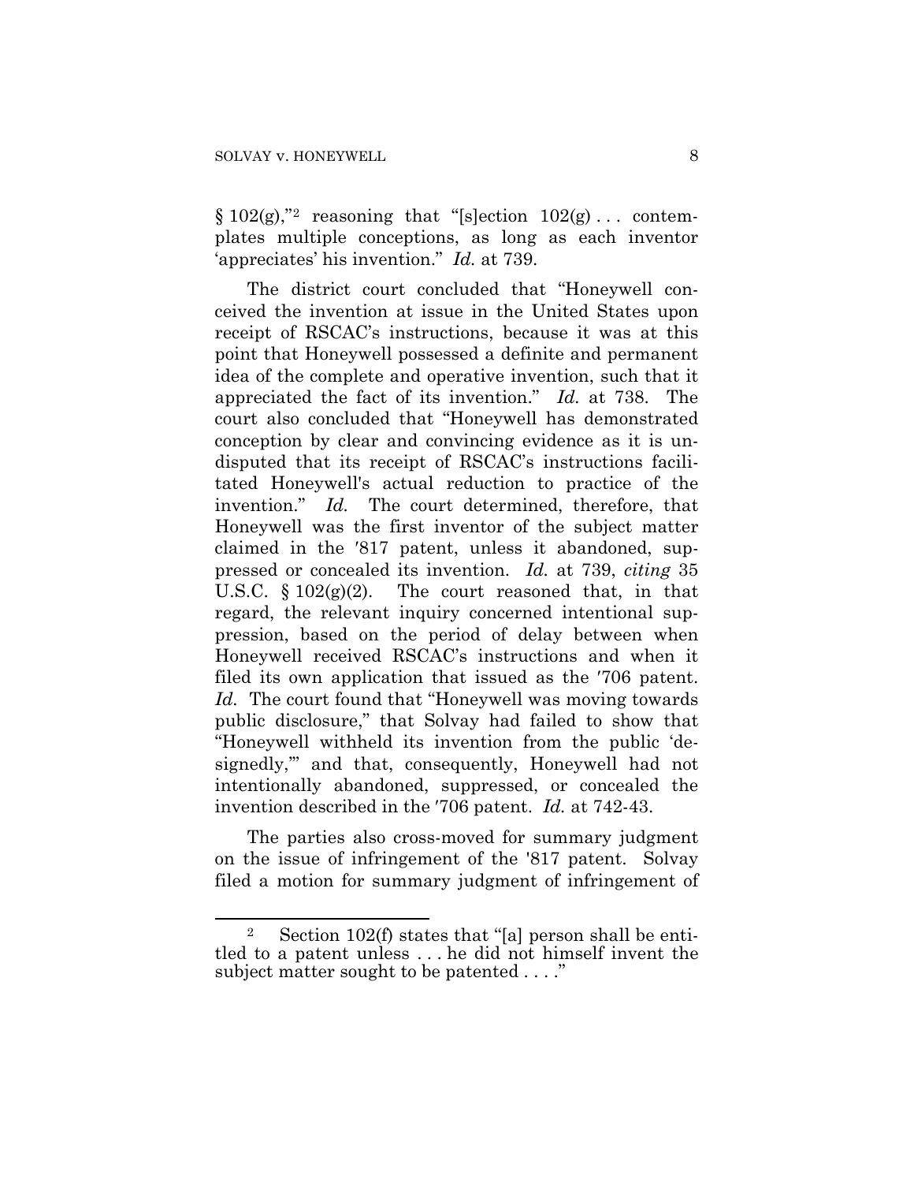§ 102(g),"[2] reasoning that "[s]ection 102(g) . . . contemplates multiple conceptions, as long as each inventor 'appreciates' his invention." *Id.* at 739.

The district court concluded that "Honeywell conceived the invention at issue in the United States upon receipt of RSCAC's instructions, because it was at this point that Honeywell possessed a definite and permanent idea of the complete and operative invention, such that it appreciated the fact of its invention." *Id.* at 738. The court also concluded that "Honeywell has demonstrated conception by clear and convincing evidence as it is undisputed that its receipt of RSCAC's instructions facilitated Honeywell's actual reduction to practice of the invention." *Id.* The court determined, therefore, that Honeywell was the first inventor of the subject matter claimed in the '817 patent, unless it abandoned, suppressed or concealed its invention. *Id.* at 739, *citing* 35 U.S.C. § 102(g)(2). The court reasoned that, in that regard, the relevant inquiry concerned intentional suppression, based on the period of delay between when Honeywell received RSCAC's instructions and when it filed its own application that issued as the '706 patent. *Id.* The court found that "Honeywell was moving towards public disclosure," that Solvay had failed to show that "Honeywell withheld its invention from the public 'designedly,'" and that, consequently, Honeywell had not intentionally abandoned, suppressed, or concealed the invention described in the '706 patent. *Id.* at 742-43.

The parties also cross-moved for summary judgment on the issue of infringement of the '817 patent. Solvay filed a motion for summary judgment of infringement of

---

[2] Section 102(f) states that "[a] person shall be entitled to a patent unless . . . he did not himself invent the subject matter sought to be patented . . . ."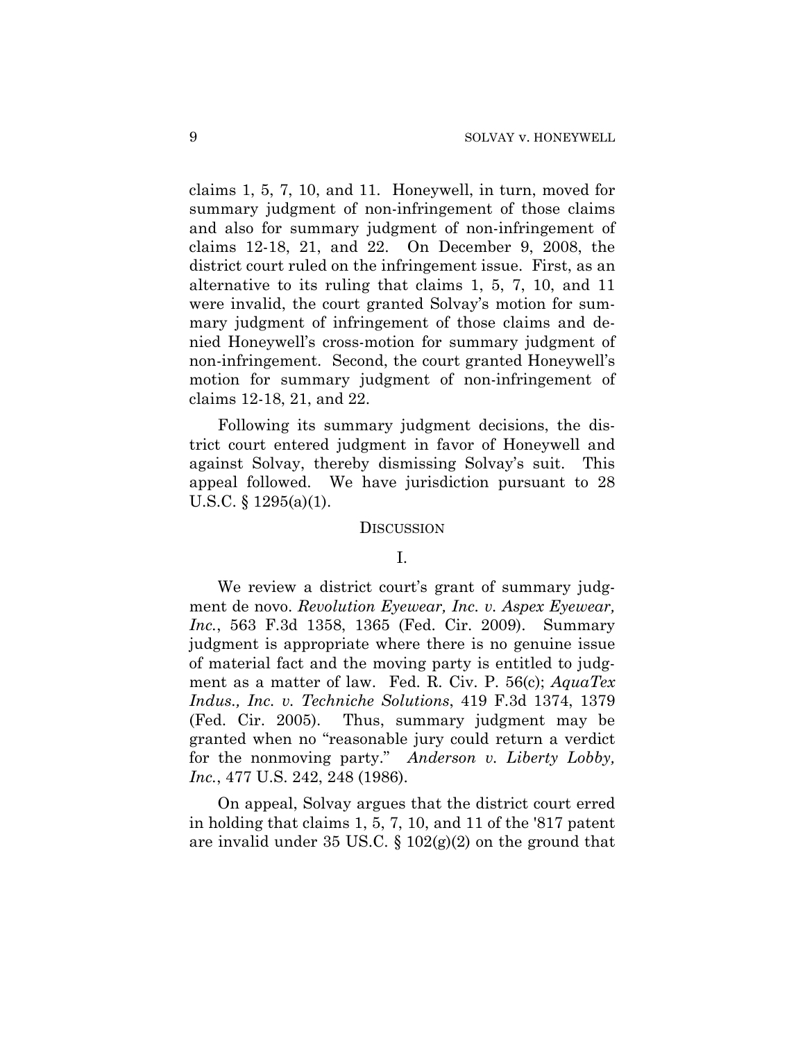claims 1, 5, 7, 10, and 11. Honeywell, in turn, moved for summary judgment of non-infringement of those claims and also for summary judgment of non-infringement of claims 12-18, 21, and 22. On December 9, 2008, the district court ruled on the infringement issue. First, as an alternative to its ruling that claims 1, 5, 7, 10, and 11 were invalid, the court granted Solvay's motion for summary judgment of infringement of those claims and denied Honeywell's cross-motion for summary judgment of non-infringement. Second, the court granted Honeywell's motion for summary judgment of non-infringement of claims 12-18, 21, and 22.

Following its summary judgment decisions, the district court entered judgment in favor of Honeywell and against Solvay, thereby dismissing Solvay's suit. This appeal followed. We have jurisdiction pursuant to 28 U.S.C. § 1295(a)(1).

## DISCUSSION

### I.

We review a district court's grant of summary judgment de novo. *Revolution Eyewear, Inc. v. Aspex Eyewear, Inc.*, 563 F.3d 1358, 1365 (Fed. Cir. 2009). Summary judgment is appropriate where there is no genuine issue of material fact and the moving party is entitled to judgment as a matter of law. Fed. R. Civ. P. 56(c); *AquaTex Indus., Inc. v. Techniche Solutions*, 419 F.3d 1374, 1379 (Fed. Cir. 2005). Thus, summary judgment may be granted when no "reasonable jury could return a verdict for the nonmoving party." *Anderson v. Liberty Lobby, Inc.*, 477 U.S. 242, 248 (1986).

On appeal, Solvay argues that the district court erred in holding that claims 1, 5, 7, 10, and 11 of the '817 patent are invalid under 35 US.C. § 102(g)(2) on the ground that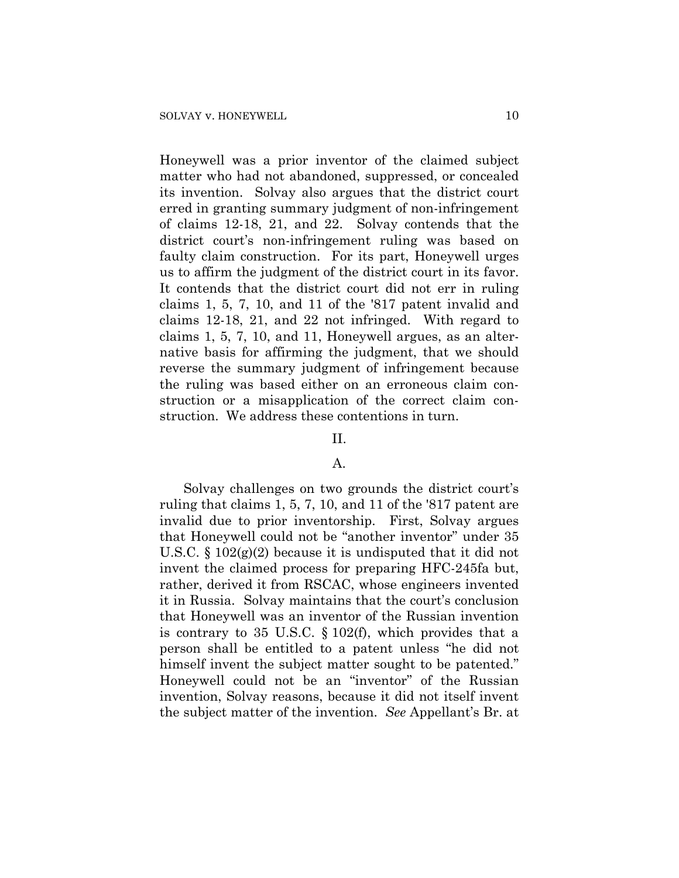Honeywell was a prior inventor of the claimed subject matter who had not abandoned, suppressed, or concealed its invention. Solvay also argues that the district court erred in granting summary judgment of non-infringement of claims 12-18, 21, and 22. Solvay contends that the district court's non-infringement ruling was based on faulty claim construction. For its part, Honeywell urges us to affirm the judgment of the district court in its favor. It contends that the district court did not err in ruling claims 1, 5, 7, 10, and 11 of the '817 patent invalid and claims 12-18, 21, and 22 not infringed. With regard to claims 1, 5, 7, 10, and 11, Honeywell argues, as an alternative basis for affirming the judgment, that we should reverse the summary judgment of infringement because the ruling was based either on an erroneous claim construction or a misapplication of the correct claim construction. We address these contentions in turn.

## II.

### A.

Solvay challenges on two grounds the district court's ruling that claims 1, 5, 7, 10, and 11 of the '817 patent are invalid due to prior inventorship. First, Solvay argues that Honeywell could not be "another inventor" under 35 U.S.C. § 102(g)(2) because it is undisputed that it did not invent the claimed process for preparing HFC-245fa but, rather, derived it from RSCAC, whose engineers invented it in Russia. Solvay maintains that the court's conclusion that Honeywell was an inventor of the Russian invention is contrary to 35 U.S.C. § 102(f), which provides that a person shall be entitled to a patent unless "he did not himself invent the subject matter sought to be patented." Honeywell could not be an "inventor" of the Russian invention, Solvay reasons, because it did not itself invent the subject matter of the invention. *See* Appellant's Br. at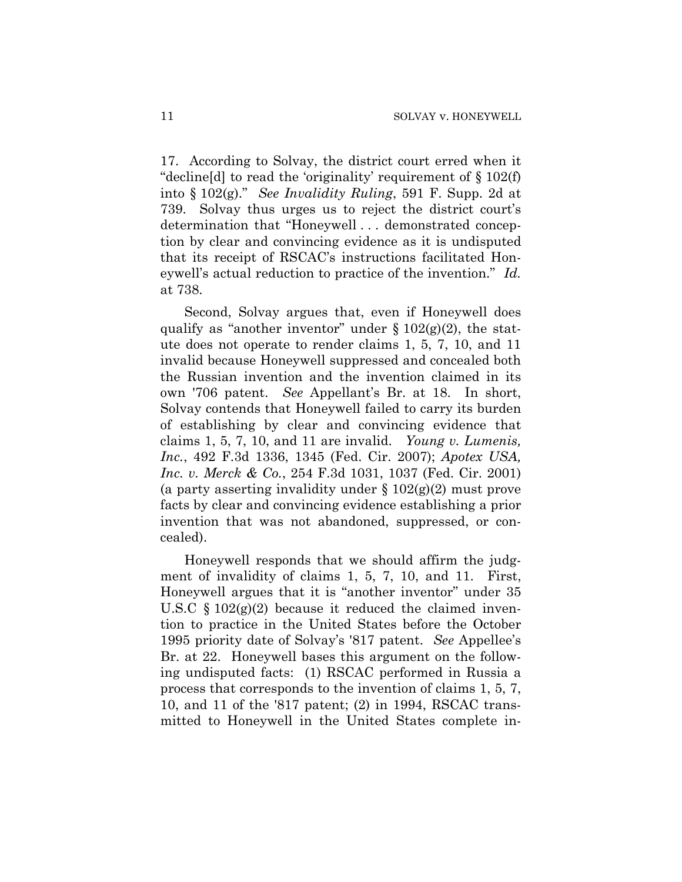17. According to Solvay, the district court erred when it "decline[d] to read the 'originality' requirement of § 102(f) into § 102(g)." *See Invalidity Ruling*, 591 F. Supp. 2d at 739. Solvay thus urges us to reject the district court's determination that "Honeywell . . . demonstrated conception by clear and convincing evidence as it is undisputed that its receipt of RSCAC's instructions facilitated Honeywell's actual reduction to practice of the invention." *Id.* at 738.

Second, Solvay argues that, even if Honeywell does qualify as "another inventor" under § 102(g)(2), the statute does not operate to render claims 1, 5, 7, 10, and 11 invalid because Honeywell suppressed and concealed both the Russian invention and the invention claimed in its own '706 patent. *See* Appellant's Br. at 18. In short, Solvay contends that Honeywell failed to carry its burden of establishing by clear and convincing evidence that claims 1, 5, 7, 10, and 11 are invalid. *Young v. Lumenis, Inc.*, 492 F.3d 1336, 1345 (Fed. Cir. 2007); *Apotex USA, Inc. v. Merck & Co.*, 254 F.3d 1031, 1037 (Fed. Cir. 2001) (a party asserting invalidity under § 102(g)(2) must prove facts by clear and convincing evidence establishing a prior invention that was not abandoned, suppressed, or concealed).

Honeywell responds that we should affirm the judgment of invalidity of claims 1, 5, 7, 10, and 11. First, Honeywell argues that it is "another inventor" under 35 U.S.C § 102(g)(2) because it reduced the claimed invention to practice in the United States before the October 1995 priority date of Solvay's '817 patent. *See* Appellee's Br. at 22. Honeywell bases this argument on the following undisputed facts: (1) RSCAC performed in Russia a process that corresponds to the invention of claims 1, 5, 7, 10, and 11 of the '817 patent; (2) in 1994, RSCAC transmitted to Honeywell in the United States complete in-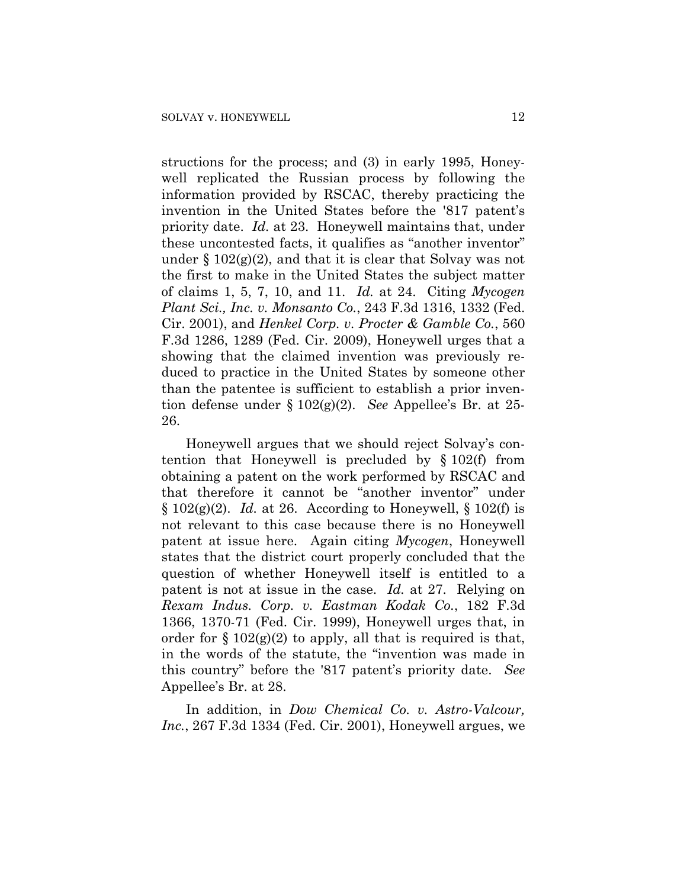structions for the process; and (3) in early 1995, Honeywell replicated the Russian process by following the information provided by RSCAC, thereby practicing the invention in the United States before the '817 patent's priority date. *Id.* at 23. Honeywell maintains that, under these uncontested facts, it qualifies as "another inventor" under § 102(g)(2), and that it is clear that Solvay was not the first to make in the United States the subject matter of claims 1, 5, 7, 10, and 11. *Id.* at 24. Citing *Mycogen Plant Sci., Inc. v. Monsanto Co.*, 243 F.3d 1316, 1332 (Fed. Cir. 2001), and *Henkel Corp. v. Procter & Gamble Co.*, 560 F.3d 1286, 1289 (Fed. Cir. 2009), Honeywell urges that a showing that the claimed invention was previously reduced to practice in the United States by someone other than the patentee is sufficient to establish a prior invention defense under § 102(g)(2). *See* Appellee's Br. at 25-26.

Honeywell argues that we should reject Solvay's contention that Honeywell is precluded by § 102(f) from obtaining a patent on the work performed by RSCAC and that therefore it cannot be "another inventor" under § 102(g)(2). *Id.* at 26. According to Honeywell, § 102(f) is not relevant to this case because there is no Honeywell patent at issue here. Again citing *Mycogen*, Honeywell states that the district court properly concluded that the question of whether Honeywell itself is entitled to a patent is not at issue in the case. *Id.* at 27. Relying on *Rexam Indus. Corp. v. Eastman Kodak Co.*, 182 F.3d 1366, 1370-71 (Fed. Cir. 1999), Honeywell urges that, in order for § 102(g)(2) to apply, all that is required is that, in the words of the statute, the "invention was made in this country" before the '817 patent's priority date. *See* Appellee's Br. at 28.

In addition, in *Dow Chemical Co. v. Astro-Valcour, Inc.*, 267 F.3d 1334 (Fed. Cir. 2001), Honeywell argues, we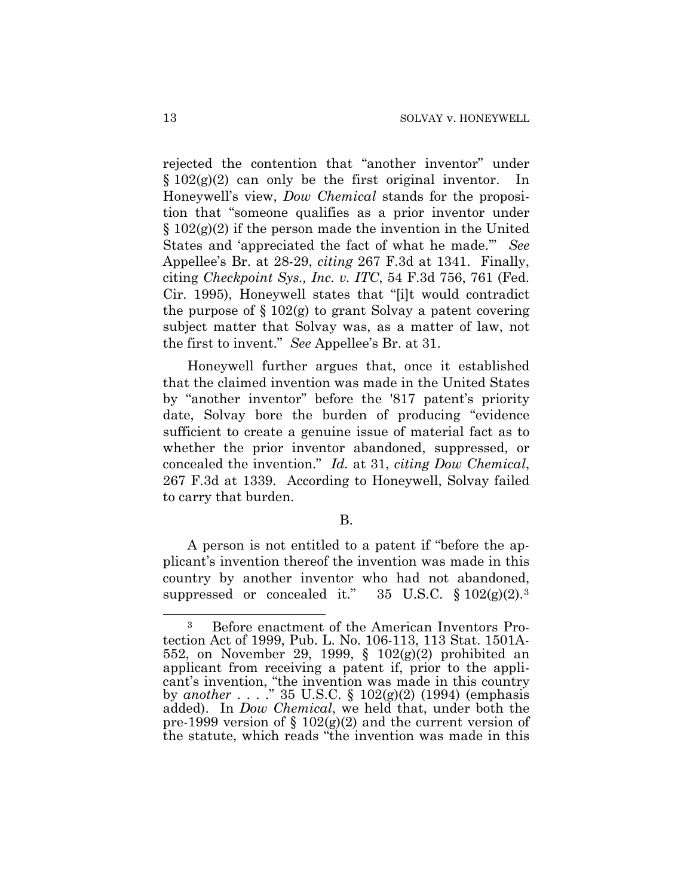rejected the contention that "another inventor" under § 102(g)(2) can only be the first original inventor. In Honeywell's view, *Dow Chemical* stands for the proposition that "someone qualifies as a prior inventor under § 102(g)(2) if the person made the invention in the United States and 'appreciated the fact of what he made.'" *See* Appellee's Br. at 28-29, *citing* 267 F.3d at 1341. Finally, citing *Checkpoint Sys., Inc. v. ITC*, 54 F.3d 756, 761 (Fed. Cir. 1995), Honeywell states that "[i]t would contradict the purpose of § 102(g) to grant Solvay a patent covering subject matter that Solvay was, as a matter of law, not the first to invent." *See* Appellee's Br. at 31.

Honeywell further argues that, once it established that the claimed invention was made in the United States by "another inventor" before the '817 patent's priority date, Solvay bore the burden of producing "evidence sufficient to create a genuine issue of material fact as to whether the prior inventor abandoned, suppressed, or concealed the invention." *Id.* at 31, *citing Dow Chemical*, 267 F.3d at 1339. According to Honeywell, Solvay failed to carry that burden.

## B.

A person is not entitled to a patent if "before the applicant's invention thereof the invention was made in this country by another inventor who had not abandoned, suppressed or concealed it." 35 U.S.C. § 102(g)(2).[3]

---

[3] Before enactment of the American Inventors Protection Act of 1999, Pub. L. No. 106-113, 113 Stat. 1501A-552, on November 29, 1999, § 102(g)(2) prohibited an applicant from receiving a patent if, prior to the applicant's invention, "the invention was made in this country by *another* . . . ." 35 U.S.C. § 102(g)(2) (1994) (emphasis added). In *Dow Chemical*, we held that, under both the pre-1999 version of § 102(g)(2) and the current version of the statute, which reads "the invention was made in this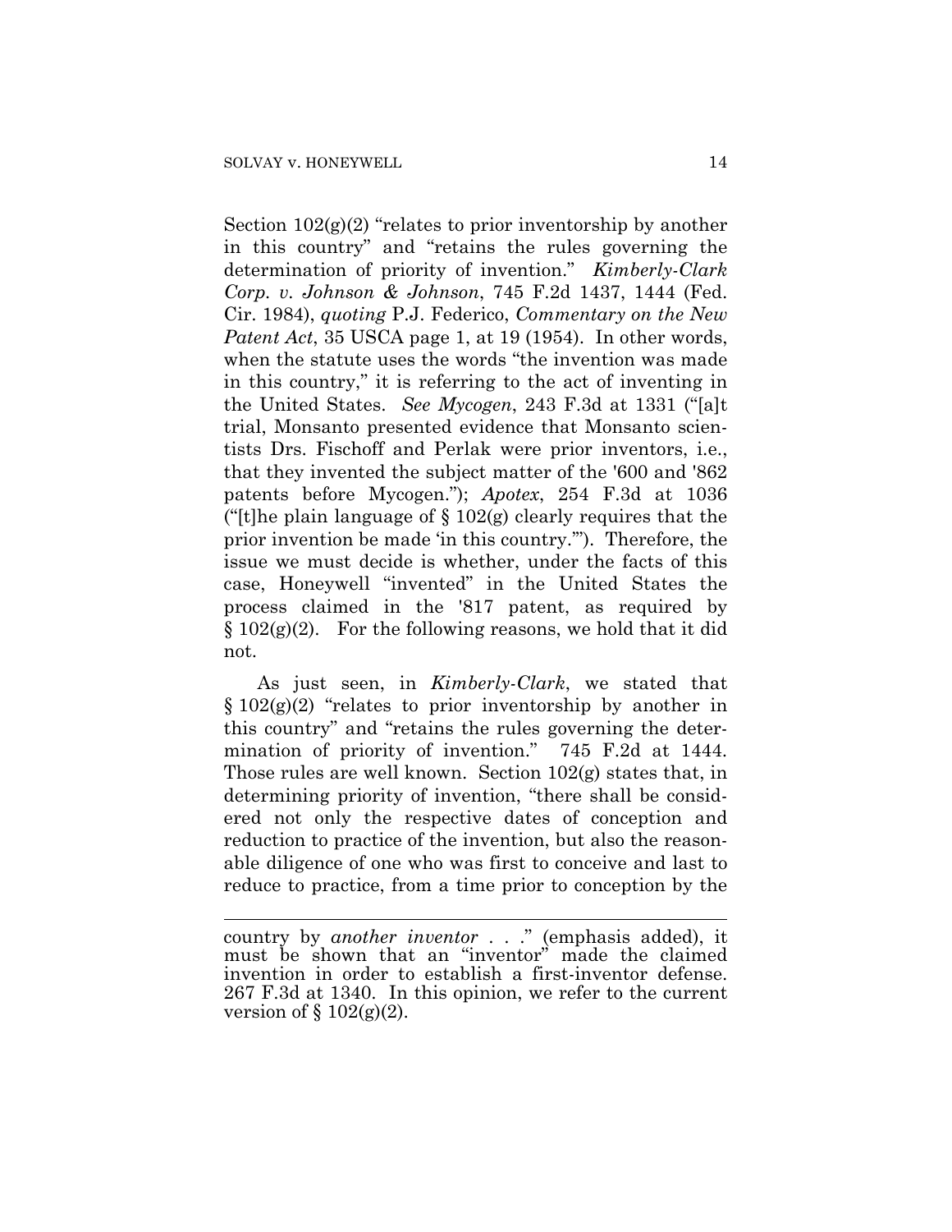Section 102(g)(2) "relates to prior inventorship by another in this country" and "retains the rules governing the determination of priority of invention." *Kimberly-Clark Corp. v. Johnson & Johnson*, 745 F.2d 1437, 1444 (Fed. Cir. 1984), *quoting* P.J. Federico, *Commentary on the New Patent Act*, 35 USCA page 1, at 19 (1954). In other words, when the statute uses the words "the invention was made in this country," it is referring to the act of inventing in the United States. *See Mycogen*, 243 F.3d at 1331 ("[a]t trial, Monsanto presented evidence that Monsanto scientists Drs. Fischoff and Perlak were prior inventors, i.e., that they invented the subject matter of the '600 and '862 patents before Mycogen."); *Apotex*, 254 F.3d at 1036 ("[t]he plain language of § 102(g) clearly requires that the prior invention be made 'in this country.'"). Therefore, the issue we must decide is whether, under the facts of this case, Honeywell "invented" in the United States the process claimed in the '817 patent, as required by § 102(g)(2). For the following reasons, we hold that it did not.

As just seen, in *Kimberly-Clark*, we stated that § 102(g)(2) "relates to prior inventorship by another in this country" and "retains the rules governing the determination of priority of invention." 745 F.2d at 1444. Those rules are well known. Section 102(g) states that, in determining priority of invention, "there shall be considered not only the respective dates of conception and reduction to practice of the invention, but also the reasonable diligence of one who was first to conceive and last to reduce to practice, from a time prior to conception by the

---

country by *another inventor* . . ." (emphasis added), it must be shown that an "inventor" made the claimed invention in order to establish a first-inventor defense. 267 F.3d at 1340. In this opinion, we refer to the current version of § 102(g)(2).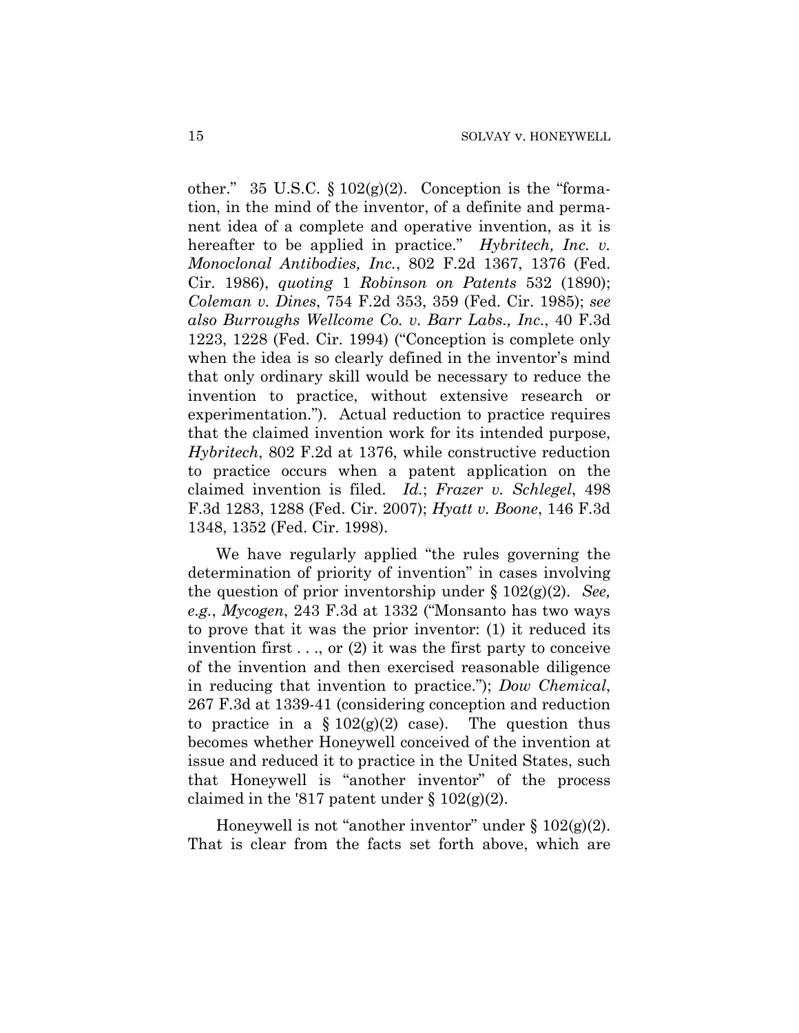other." 35 U.S.C. § 102(g)(2). Conception is the "formation, in the mind of the inventor, of a definite and permanent idea of a complete and operative invention, as it is hereafter to be applied in practice." *Hybritech, Inc. v. Monoclonal Antibodies, Inc.*, 802 F.2d 1367, 1376 (Fed. Cir. 1986), *quoting* 1 *Robinson on Patents* 532 (1890); *Coleman v. Dines*, 754 F.2d 353, 359 (Fed. Cir. 1985); *see also Burroughs Wellcome Co. v. Barr Labs., Inc.*, 40 F.3d 1223, 1228 (Fed. Cir. 1994) ("Conception is complete only when the idea is so clearly defined in the inventor's mind that only ordinary skill would be necessary to reduce the invention to practice, without extensive research or experimentation."). Actual reduction to practice requires that the claimed invention work for its intended purpose, *Hybritech*, 802 F.2d at 1376, while constructive reduction to practice occurs when a patent application on the claimed invention is filed. *Id.*; *Frazer v. Schlegel*, 498 F.3d 1283, 1288 (Fed. Cir. 2007); *Hyatt v. Boone*, 146 F.3d 1348, 1352 (Fed. Cir. 1998).

We have regularly applied "the rules governing the determination of priority of invention" in cases involving the question of prior inventorship under § 102(g)(2). *See, e.g.*, *Mycogen*, 243 F.3d at 1332 ("Monsanto has two ways to prove that it was the prior inventor: (1) it reduced its invention first . . ., or (2) it was the first party to conceive of the invention and then exercised reasonable diligence in reducing that invention to practice."); *Dow Chemical*, 267 F.3d at 1339-41 (considering conception and reduction to practice in a § 102(g)(2) case). The question thus becomes whether Honeywell conceived of the invention at issue and reduced it to practice in the United States, such that Honeywell is "another inventor" of the process claimed in the '817 patent under § 102(g)(2).

Honeywell is not "another inventor" under § 102(g)(2). That is clear from the facts set forth above, which are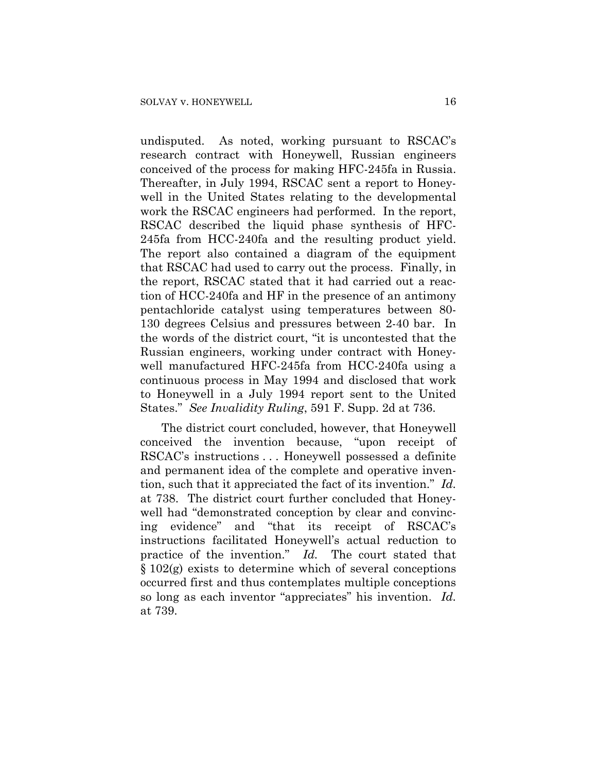undisputed. As noted, working pursuant to RSCAC's research contract with Honeywell, Russian engineers conceived of the process for making HFC-245fa in Russia. Thereafter, in July 1994, RSCAC sent a report to Honeywell in the United States relating to the developmental work the RSCAC engineers had performed. In the report, RSCAC described the liquid phase synthesis of HFC-245fa from HCC-240fa and the resulting product yield. The report also contained a diagram of the equipment that RSCAC had used to carry out the process. Finally, in the report, RSCAC stated that it had carried out a reaction of HCC-240fa and HF in the presence of an antimony pentachloride catalyst using temperatures between 80-130 degrees Celsius and pressures between 2-40 bar. In the words of the district court, "it is uncontested that the Russian engineers, working under contract with Honeywell manufactured HFC-245fa from HCC-240fa using a continuous process in May 1994 and disclosed that work to Honeywell in a July 1994 report sent to the United States." *See Invalidity Ruling*, 591 F. Supp. 2d at 736.

The district court concluded, however, that Honeywell conceived the invention because, "upon receipt of RSCAC's instructions . . . Honeywell possessed a definite and permanent idea of the complete and operative invention, such that it appreciated the fact of its invention." *Id.* at 738. The district court further concluded that Honeywell had "demonstrated conception by clear and convincing evidence" and "that its receipt of RSCAC's instructions facilitated Honeywell's actual reduction to practice of the invention." *Id.* The court stated that § 102(g) exists to determine which of several conceptions occurred first and thus contemplates multiple conceptions so long as each inventor "appreciates" his invention. *Id.* at 739.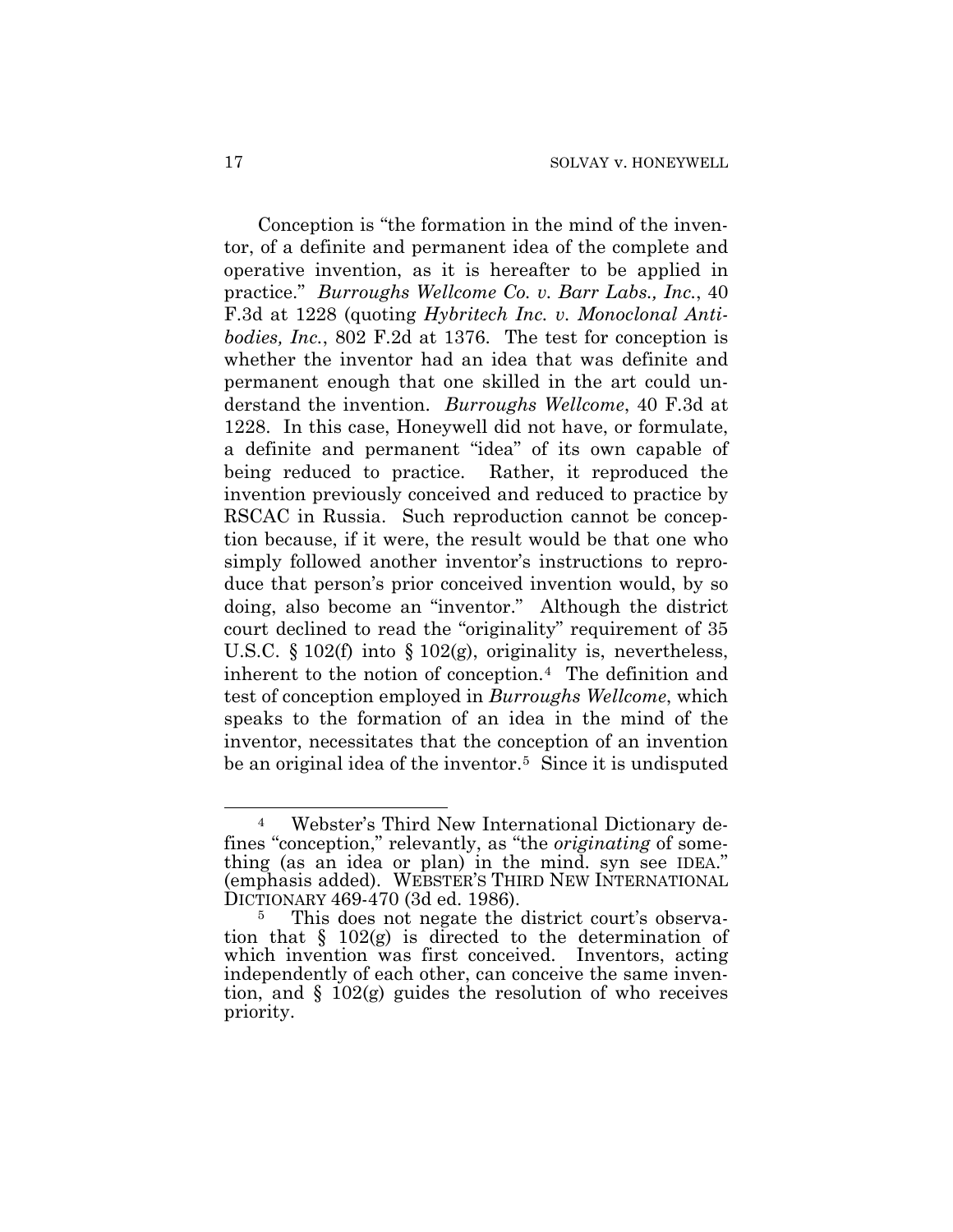Conception is "the formation in the mind of the inventor, of a definite and permanent idea of the complete and operative invention, as it is hereafter to be applied in practice." *Burroughs Wellcome Co. v. Barr Labs., Inc.*, 40 F.3d at 1228 (quoting *Hybritech Inc. v. Monoclonal Antibodies, Inc.*, 802 F.2d at 1376. The test for conception is whether the inventor had an idea that was definite and permanent enough that one skilled in the art could understand the invention. *Burroughs Wellcome*, 40 F.3d at 1228. In this case, Honeywell did not have, or formulate, a definite and permanent "idea" of its own capable of being reduced to practice. Rather, it reproduced the invention previously conceived and reduced to practice by RSCAC in Russia. Such reproduction cannot be conception because, if it were, the result would be that one who simply followed another inventor's instructions to reproduce that person's prior conceived invention would, by so doing, also become an "inventor." Although the district court declined to read the "originality" requirement of 35 U.S.C. § 102(f) into § 102(g), originality is, nevertheless, inherent to the notion of conception.[4] The definition and test of conception employed in *Burroughs Wellcome*, which speaks to the formation of an idea in the mind of the inventor, necessitates that the conception of an invention be an original idea of the inventor.[5] Since it is undisputed

---

[4] Webster's Third New International Dictionary defines "conception," relevantly, as "the *originating* of something (as an idea or plan) in the mind. syn see IDEA." (emphasis added). WEBSTER'S THIRD NEW INTERNATIONAL DICTIONARY 469-470 (3d ed. 1986).

[5] This does not negate the district court's observation that § 102(g) is directed to the determination of which invention was first conceived. Inventors, acting independently of each other, can conceive the same invention, and § 102(g) guides the resolution of who receives priority.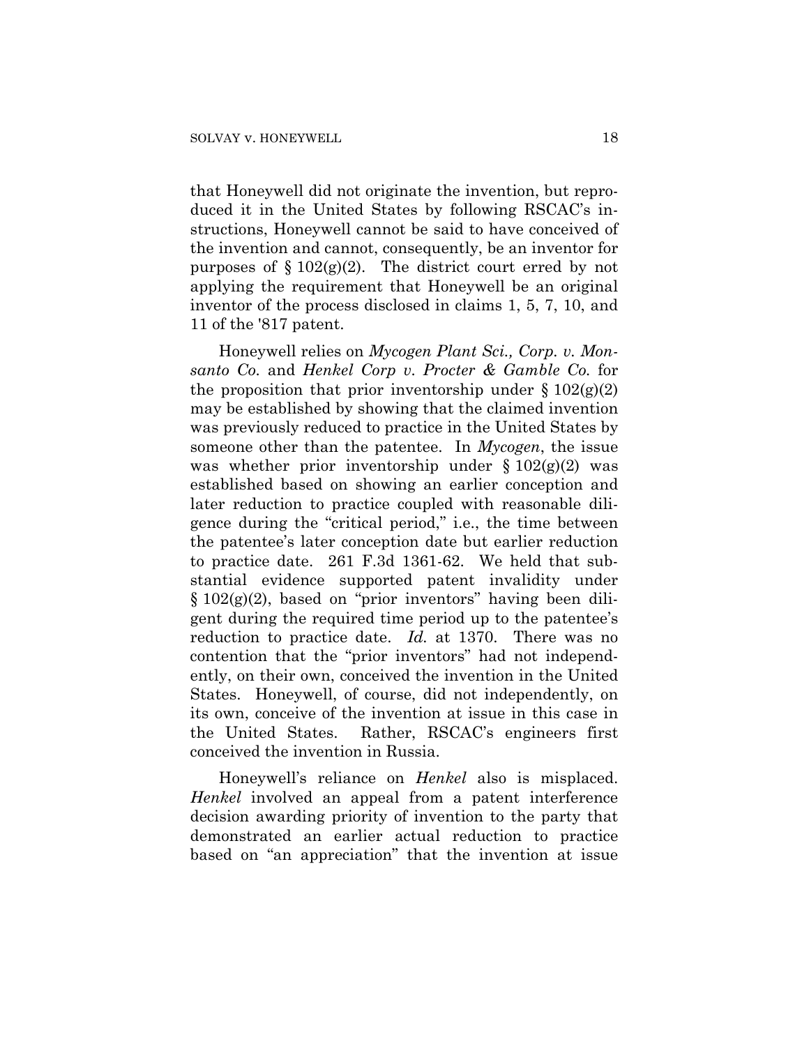that Honeywell did not originate the invention, but reproduced it in the United States by following RSCAC's instructions, Honeywell cannot be said to have conceived of the invention and cannot, consequently, be an inventor for purposes of § 102(g)(2). The district court erred by not applying the requirement that Honeywell be an original inventor of the process disclosed in claims 1, 5, 7, 10, and 11 of the '817 patent.

Honeywell relies on *Mycogen Plant Sci., Corp. v. Monsanto Co.* and *Henkel Corp v. Procter & Gamble Co.* for the proposition that prior inventorship under § 102(g)(2) may be established by showing that the claimed invention was previously reduced to practice in the United States by someone other than the patentee. In *Mycogen*, the issue was whether prior inventorship under § 102(g)(2) was established based on showing an earlier conception and later reduction to practice coupled with reasonable diligence during the "critical period," i.e., the time between the patentee's later conception date but earlier reduction to practice date. 261 F.3d 1361-62. We held that substantial evidence supported patent invalidity under § 102(g)(2), based on "prior inventors" having been diligent during the required time period up to the patentee's reduction to practice date. *Id.* at 1370. There was no contention that the "prior inventors" had not independently, on their own, conceived the invention in the United States. Honeywell, of course, did not independently, on its own, conceive of the invention at issue in this case in the United States. Rather, RSCAC's engineers first conceived the invention in Russia.

Honeywell's reliance on *Henkel* also is misplaced. *Henkel* involved an appeal from a patent interference decision awarding priority of invention to the party that demonstrated an earlier actual reduction to practice based on "an appreciation" that the invention at issue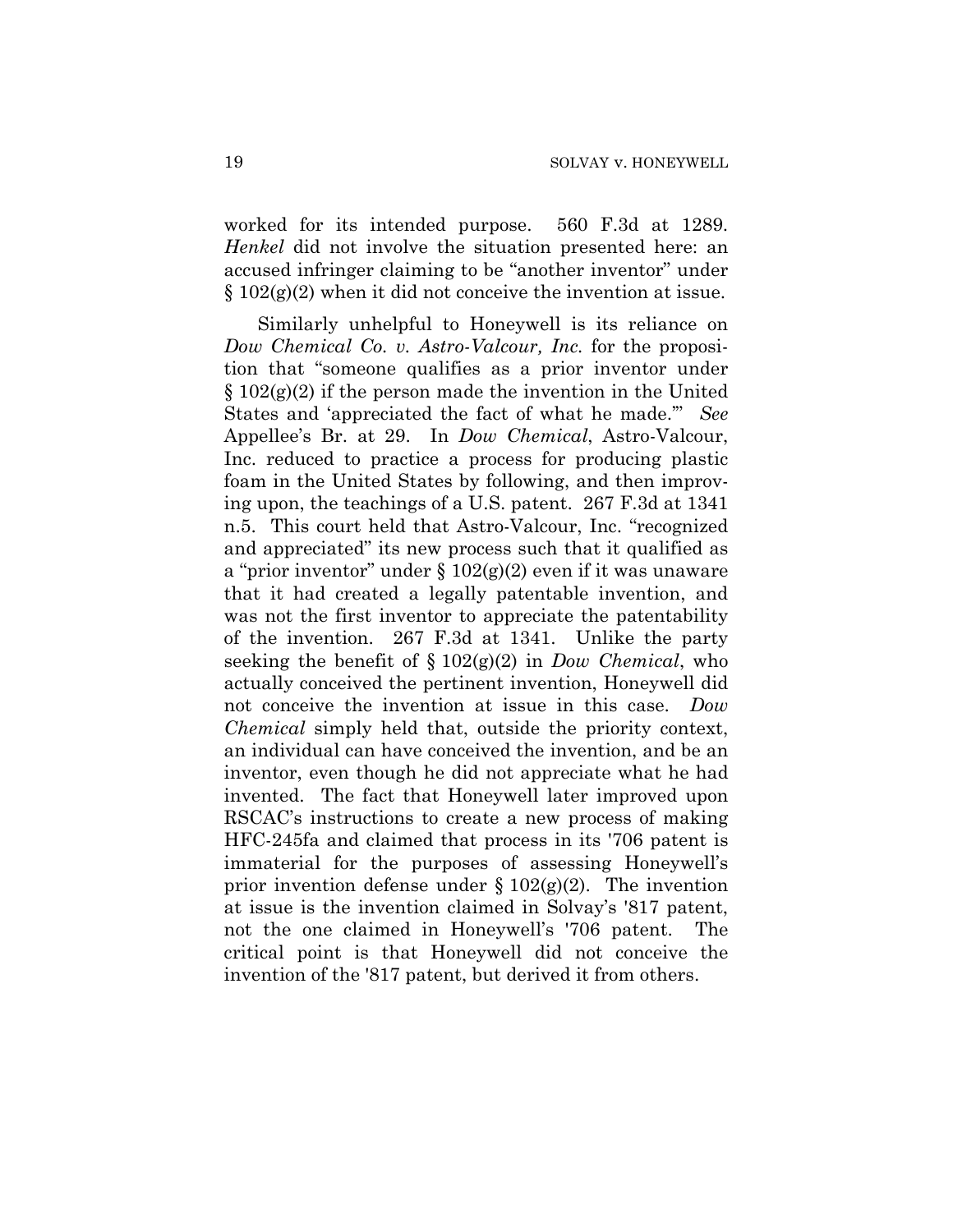worked for its intended purpose. 560 F.3d at 1289. *Henkel* did not involve the situation presented here: an accused infringer claiming to be "another inventor" under § 102(g)(2) when it did not conceive the invention at issue.

Similarly unhelpful to Honeywell is its reliance on *Dow Chemical Co. v. Astro-Valcour, Inc.* for the proposition that "someone qualifies as a prior inventor under § 102(g)(2) if the person made the invention in the United States and 'appreciated the fact of what he made.'" *See* Appellee's Br. at 29. In *Dow Chemical*, Astro-Valcour, Inc. reduced to practice a process for producing plastic foam in the United States by following, and then improving upon, the teachings of a U.S. patent. 267 F.3d at 1341 n.5. This court held that Astro-Valcour, Inc. "recognized and appreciated" its new process such that it qualified as a "prior inventor" under § 102(g)(2) even if it was unaware that it had created a legally patentable invention, and was not the first inventor to appreciate the patentability of the invention. 267 F.3d at 1341. Unlike the party seeking the benefit of § 102(g)(2) in *Dow Chemical*, who actually conceived the pertinent invention, Honeywell did not conceive the invention at issue in this case. *Dow Chemical* simply held that, outside the priority context, an individual can have conceived the invention, and be an inventor, even though he did not appreciate what he had invented. The fact that Honeywell later improved upon RSCAC's instructions to create a new process of making HFC-245fa and claimed that process in its '706 patent is immaterial for the purposes of assessing Honeywell's prior invention defense under § 102(g)(2). The invention at issue is the invention claimed in Solvay's '817 patent, not the one claimed in Honeywell's '706 patent. The critical point is that Honeywell did not conceive the invention of the '817 patent, but derived it from others.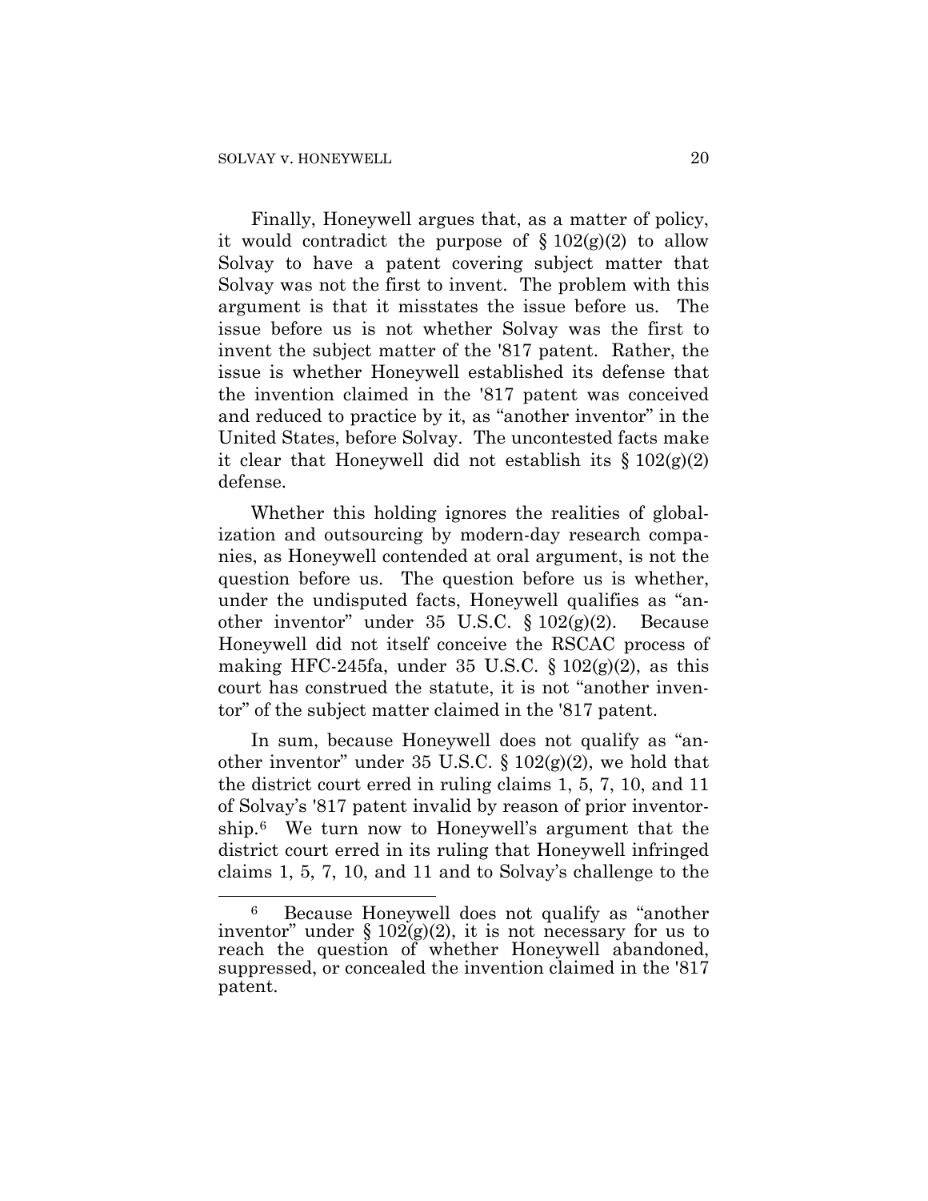Finally, Honeywell argues that, as a matter of policy, it would contradict the purpose of § 102(g)(2) to allow Solvay to have a patent covering subject matter that Solvay was not the first to invent. The problem with this argument is that it misstates the issue before us. The issue before us is not whether Solvay was the first to invent the subject matter of the '817 patent. Rather, the issue is whether Honeywell established its defense that the invention claimed in the '817 patent was conceived and reduced to practice by it, as "another inventor" in the United States, before Solvay. The uncontested facts make it clear that Honeywell did not establish its § 102(g)(2) defense.

Whether this holding ignores the realities of globalization and outsourcing by modern-day research companies, as Honeywell contended at oral argument, is not the question before us. The question before us is whether, under the undisputed facts, Honeywell qualifies as "another inventor" under 35 U.S.C. § 102(g)(2). Because Honeywell did not itself conceive the RSCAC process of making HFC-245fa, under 35 U.S.C. § 102(g)(2), as this court has construed the statute, it is not "another inventor" of the subject matter claimed in the '817 patent.

In sum, because Honeywell does not qualify as "another inventor" under 35 U.S.C. § 102(g)(2), we hold that the district court erred in ruling claims 1, 5, 7, 10, and 11 of Solvay's '817 patent invalid by reason of prior inventorship.[6] We turn now to Honeywell's argument that the district court erred in its ruling that Honeywell infringed claims 1, 5, 7, 10, and 11 and to Solvay's challenge to the

---

[6] Because Honeywell does not qualify as "another inventor" under § 102(g)(2), it is not necessary for us to reach the question of whether Honeywell abandoned, suppressed, or concealed the invention claimed in the '817 patent.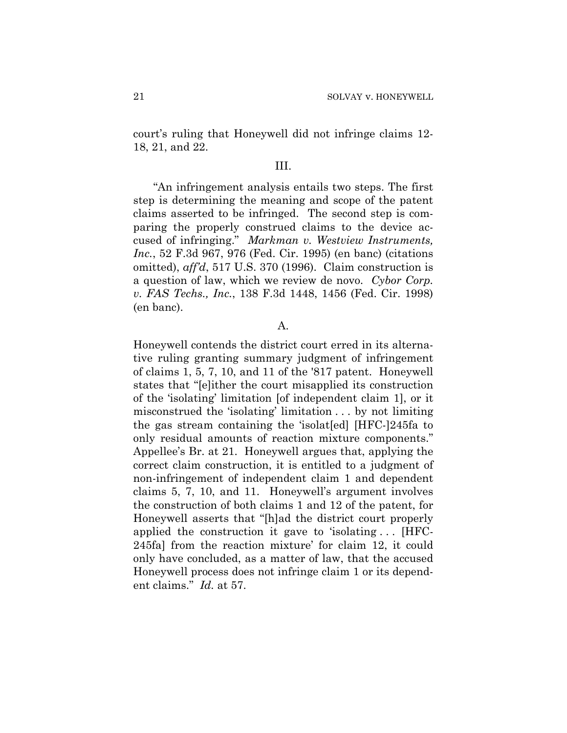court's ruling that Honeywell did not infringe claims 12-18, 21, and 22.

## III.

"An infringement analysis entails two steps. The first step is determining the meaning and scope of the patent claims asserted to be infringed. The second step is comparing the properly construed claims to the device accused of infringing." *Markman v. Westview Instruments, Inc.*, 52 F.3d 967, 976 (Fed. Cir. 1995) (en banc) (citations omitted), *aff'd*, 517 U.S. 370 (1996). Claim construction is a question of law, which we review de novo. *Cybor Corp. v. FAS Techs., Inc.*, 138 F.3d 1448, 1456 (Fed. Cir. 1998) (en banc).

### A.

Honeywell contends the district court erred in its alternative ruling granting summary judgment of infringement of claims 1, 5, 7, 10, and 11 of the '817 patent. Honeywell states that "[e]ither the court misapplied its construction of the 'isolating' limitation [of independent claim 1], or it misconstrued the 'isolating' limitation . . . by not limiting the gas stream containing the 'isolat[ed] [HFC-]245fa to only residual amounts of reaction mixture components." Appellee's Br. at 21. Honeywell argues that, applying the correct claim construction, it is entitled to a judgment of non-infringement of independent claim 1 and dependent claims 5, 7, 10, and 11. Honeywell's argument involves the construction of both claims 1 and 12 of the patent, for Honeywell asserts that "[h]ad the district court properly applied the construction it gave to 'isolating . . . [HFC-245fa] from the reaction mixture' for claim 12, it could only have concluded, as a matter of law, that the accused Honeywell process does not infringe claim 1 or its dependent claims." *Id.* at 57.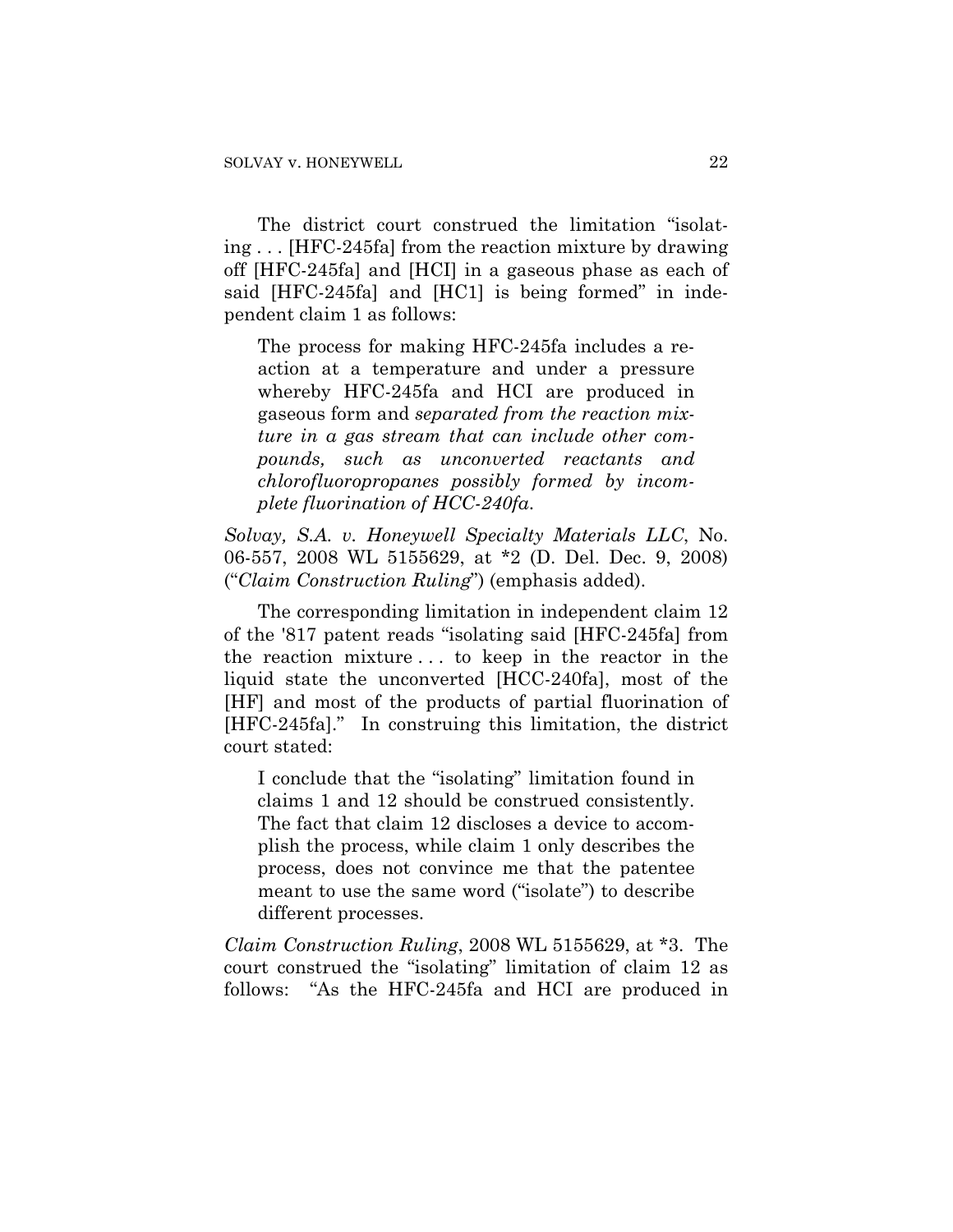The district court construed the limitation "isolating . . . [HFC-245fa] from the reaction mixture by drawing off [HFC-245fa] and [HCI] in a gaseous phase as each of said [HFC-245fa] and [HC1] is being formed" in independent claim 1 as follows:

> The process for making HFC-245fa includes a reaction at a temperature and under a pressure whereby HFC-245fa and HCI are produced in gaseous form and *separated from the reaction mixture in a gas stream that can include other compounds, such as unconverted reactants and chlorofluoropropanes possibly formed by incomplete fluorination of HCC-240fa*.

*Solvay, S.A. v. Honeywell Specialty Materials LLC*, No. 06-557, 2008 WL 5155629, at *2 (D. Del. Dec. 9, 2008) ("*Claim Construction Ruling*") (emphasis added).

The corresponding limitation in independent claim 12 of the '817 patent reads "isolating said [HFC-245fa] from the reaction mixture . . . to keep in the reactor in the liquid state the unconverted [HCC-240fa], most of the [HF] and most of the products of partial fluorination of [HFC-245fa]." In construing this limitation, the district court stated:

> I conclude that the "isolating" limitation found in claims 1 and 12 should be construed consistently. The fact that claim 12 discloses a device to accomplish the process, while claim 1 only describes the process, does not convince me that the patentee meant to use the same word ("isolate") to describe different processes.

*Claim Construction Ruling*, 2008 WL 5155629, at *3. The court construed the "isolating" limitation of claim 12 as follows: "As the HFC-245fa and HCI are produced in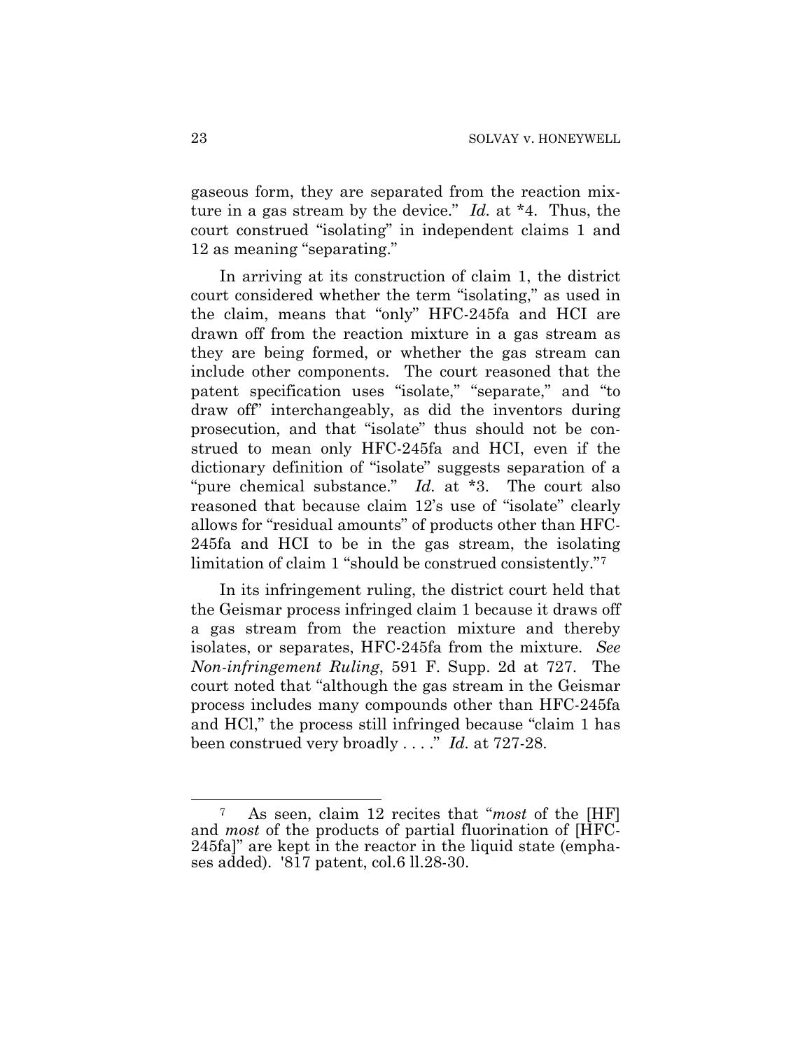gaseous form, they are separated from the reaction mixture in a gas stream by the device." *Id.* at *4. Thus, the court construed "isolating" in independent claims 1 and 12 as meaning "separating."

In arriving at its construction of claim 1, the district court considered whether the term "isolating," as used in the claim, means that "only" HFC-245fa and HCI are drawn off from the reaction mixture in a gas stream as they are being formed, or whether the gas stream can include other components. The court reasoned that the patent specification uses "isolate," "separate," and "to draw off" interchangeably, as did the inventors during prosecution, and that "isolate" thus should not be construed to mean only HFC-245fa and HCI, even if the dictionary definition of "isolate" suggests separation of a "pure chemical substance." *Id.* at *3. The court also reasoned that because claim 12's use of "isolate" clearly allows for "residual amounts" of products other than HFC-245fa and HCI to be in the gas stream, the isolating limitation of claim 1 "should be construed consistently."[7]

In its infringement ruling, the district court held that the Geismar process infringed claim 1 because it draws off a gas stream from the reaction mixture and thereby isolates, or separates, HFC-245fa from the mixture. *See Non-infringement Ruling*, 591 F. Supp. 2d at 727. The court noted that "although the gas stream in the Geismar process includes many compounds other than HFC-245fa and HCl," the process still infringed because "claim 1 has been construed very broadly . . . ." *Id.* at 727-28.

---

[7] As seen, claim 12 recites that "*most* of the [HF] and *most* of the products of partial fluorination of [HFC-245fa]" are kept in the reactor in the liquid state (emphases added). '817 patent, col.6 ll.28-30.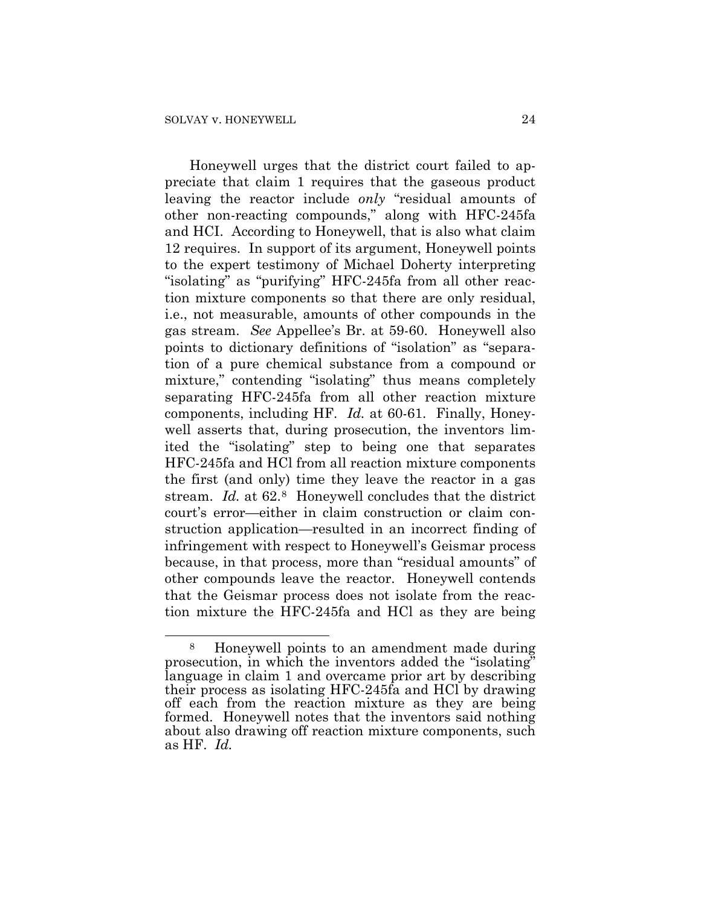Honeywell urges that the district court failed to appreciate that claim 1 requires that the gaseous product leaving the reactor include *only* "residual amounts of other non-reacting compounds," along with HFC-245fa and HCl. According to Honeywell, that is also what claim 12 requires. In support of its argument, Honeywell points to the expert testimony of Michael Doherty interpreting "isolating" as "purifying" HFC-245fa from all other reaction mixture components so that there are only residual, i.e., not measurable, amounts of other compounds in the gas stream. *See* Appellee's Br. at 59-60. Honeywell also points to dictionary definitions of "isolation" as "separation of a pure chemical substance from a compound or mixture," contending "isolating" thus means completely separating HFC-245fa from all other reaction mixture components, including HF. *Id.* at 60-61. Finally, Honeywell asserts that, during prosecution, the inventors limited the "isolating" step to being one that separates HFC-245fa and HCl from all reaction mixture components the first (and only) time they leave the reactor in a gas stream. *Id.* at 62.[8] Honeywell concludes that the district court's error—either in claim construction or claim construction application—resulted in an incorrect finding of infringement with respect to Honeywell's Geismar process because, in that process, more than "residual amounts" of other compounds leave the reactor. Honeywell contends that the Geismar process does not isolate from the reaction mixture the HFC-245fa and HCl as they are being

[8] Honeywell points to an amendment made during prosecution, in which the inventors added the "isolating" language in claim 1 and overcame prior art by describing their process as isolating HFC-245fa and HCl by drawing off each from the reaction mixture as they are being formed. Honeywell notes that the inventors said nothing about also drawing off reaction mixture components, such as HF. *Id.*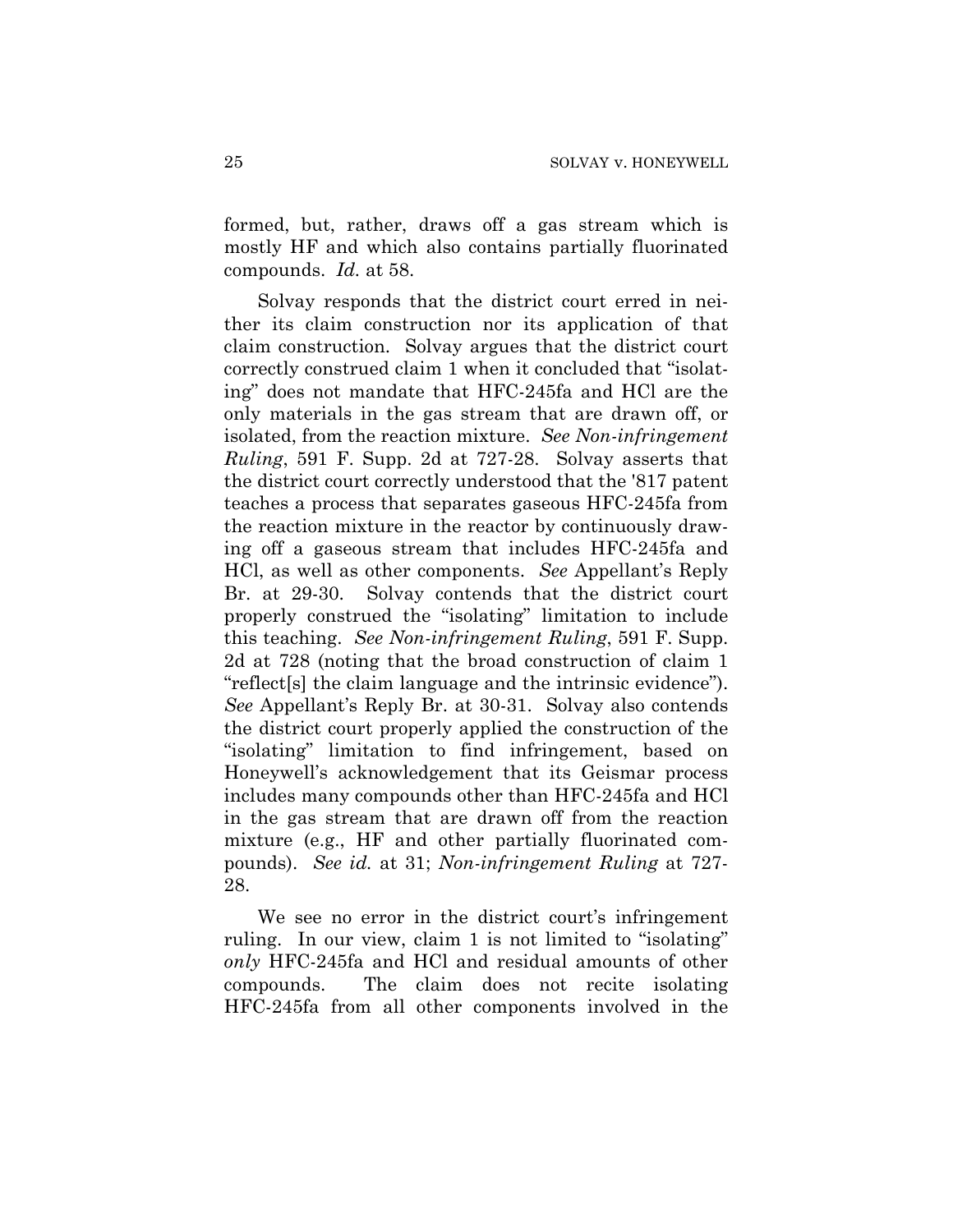formed, but, rather, draws off a gas stream which is mostly HF and which also contains partially fluorinated compounds. *Id.* at 58.

Solvay responds that the district court erred in neither its claim construction nor its application of that claim construction. Solvay argues that the district court correctly construed claim 1 when it concluded that "isolating" does not mandate that HFC-245fa and HCl are the only materials in the gas stream that are drawn off, or isolated, from the reaction mixture. *See Non-infringement Ruling*, 591 F. Supp. 2d at 727-28. Solvay asserts that the district court correctly understood that the '817 patent teaches a process that separates gaseous HFC-245fa from the reaction mixture in the reactor by continuously drawing off a gaseous stream that includes HFC-245fa and HCl, as well as other components. *See* Appellant's Reply Br. at 29-30. Solvay contends that the district court properly construed the "isolating" limitation to include this teaching. *See Non-infringement Ruling*, 591 F. Supp. 2d at 728 (noting that the broad construction of claim 1 "reflect[s] the claim language and the intrinsic evidence"). *See* Appellant's Reply Br. at 30-31. Solvay also contends the district court properly applied the construction of the "isolating" limitation to find infringement, based on Honeywell's acknowledgement that its Geismar process includes many compounds other than HFC-245fa and HCl in the gas stream that are drawn off from the reaction mixture (e.g., HF and other partially fluorinated compounds). *See id.* at 31; *Non-infringement Ruling* at 727-28.

We see no error in the district court's infringement ruling. In our view, claim 1 is not limited to "isolating" *only* HFC-245fa and HCl and residual amounts of other compounds. The claim does not recite isolating HFC-245fa from all other components involved in the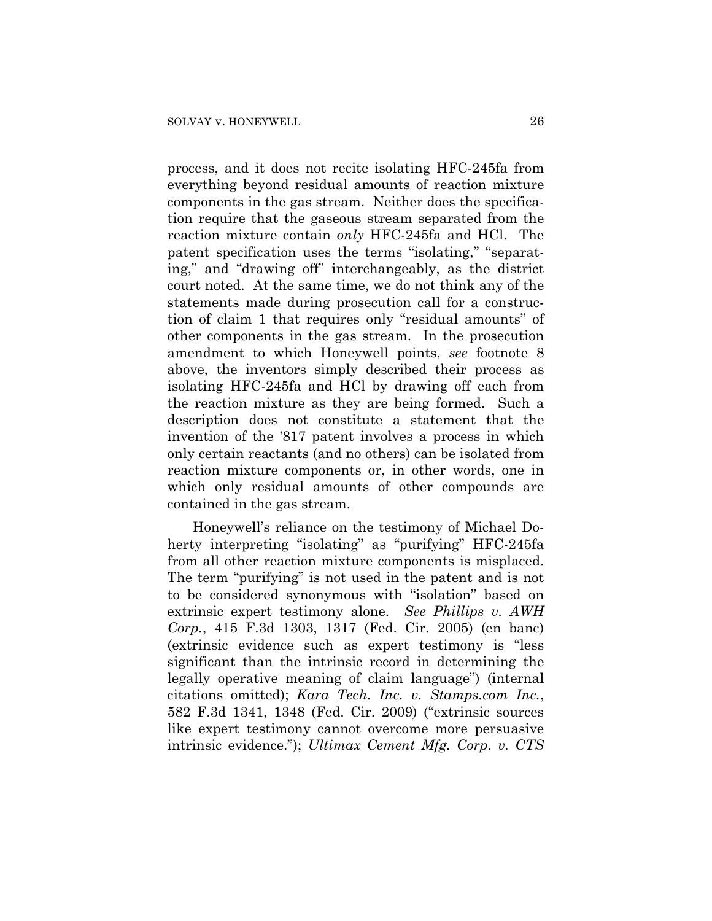process, and it does not recite isolating HFC-245fa from everything beyond residual amounts of reaction mixture components in the gas stream. Neither does the specification require that the gaseous stream separated from the reaction mixture contain *only* HFC-245fa and HCl. The patent specification uses the terms "isolating," "separating," and "drawing off" interchangeably, as the district court noted. At the same time, we do not think any of the statements made during prosecution call for a construction of claim 1 that requires only "residual amounts" of other components in the gas stream. In the prosecution amendment to which Honeywell points, *see* footnote 8 above, the inventors simply described their process as isolating HFC-245fa and HCl by drawing off each from the reaction mixture as they are being formed. Such a description does not constitute a statement that the invention of the '817 patent involves a process in which only certain reactants (and no others) can be isolated from reaction mixture components or, in other words, one in which only residual amounts of other compounds are contained in the gas stream.

Honeywell's reliance on the testimony of Michael Doherty interpreting "isolating" as "purifying" HFC-245fa from all other reaction mixture components is misplaced. The term "purifying" is not used in the patent and is not to be considered synonymous with "isolation" based on extrinsic expert testimony alone. *See Phillips v. AWH Corp.*, 415 F.3d 1303, 1317 (Fed. Cir. 2005) (en banc) (extrinsic evidence such as expert testimony is "less significant than the intrinsic record in determining the legally operative meaning of claim language") (internal citations omitted); *Kara Tech. Inc. v. Stamps.com Inc.*, 582 F.3d 1341, 1348 (Fed. Cir. 2009) ("extrinsic sources like expert testimony cannot overcome more persuasive intrinsic evidence."); *Ultimax Cement Mfg. Corp. v. CTS*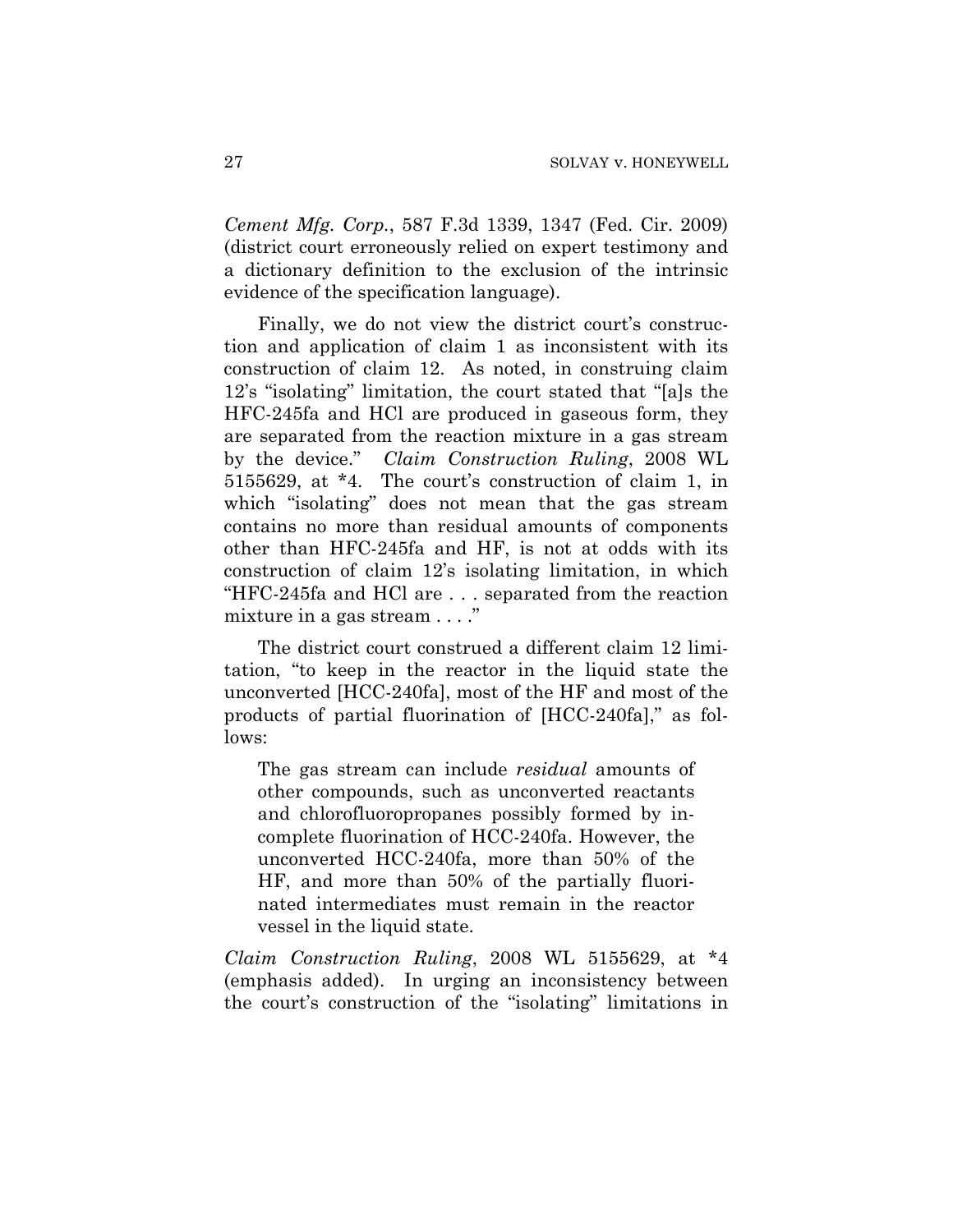*Cement Mfg. Corp.*, 587 F.3d 1339, 1347 (Fed. Cir. 2009) (district court erroneously relied on expert testimony and a dictionary definition to the exclusion of the intrinsic evidence of the specification language).

Finally, we do not view the district court's construction and application of claim 1 as inconsistent with its construction of claim 12. As noted, in construing claim 12's "isolating" limitation, the court stated that "[a]s the HFC-245fa and HCl are produced in gaseous form, they are separated from the reaction mixture in a gas stream by the device." *Claim Construction Ruling*, 2008 WL 5155629, at *4. The court's construction of claim 1, in which "isolating" does not mean that the gas stream contains no more than residual amounts of components other than HFC-245fa and HF, is not at odds with its construction of claim 12's isolating limitation, in which "HFC-245fa and HCl are . . . separated from the reaction mixture in a gas stream . . . ."

The district court construed a different claim 12 limitation, "to keep in the reactor in the liquid state the unconverted [HCC-240fa], most of the HF and most of the products of partial fluorination of [HCC-240fa]," as follows:

> The gas stream can include *residual* amounts of other compounds, such as unconverted reactants and chlorofluoropropanes possibly formed by incomplete fluorination of HCC-240fa. However, the unconverted HCC-240fa, more than 50% of the HF, and more than 50% of the partially fluorinated intermediates must remain in the reactor vessel in the liquid state.

*Claim Construction Ruling*, 2008 WL 5155629, at *4 (emphasis added). In urging an inconsistency between the court's construction of the "isolating" limitations in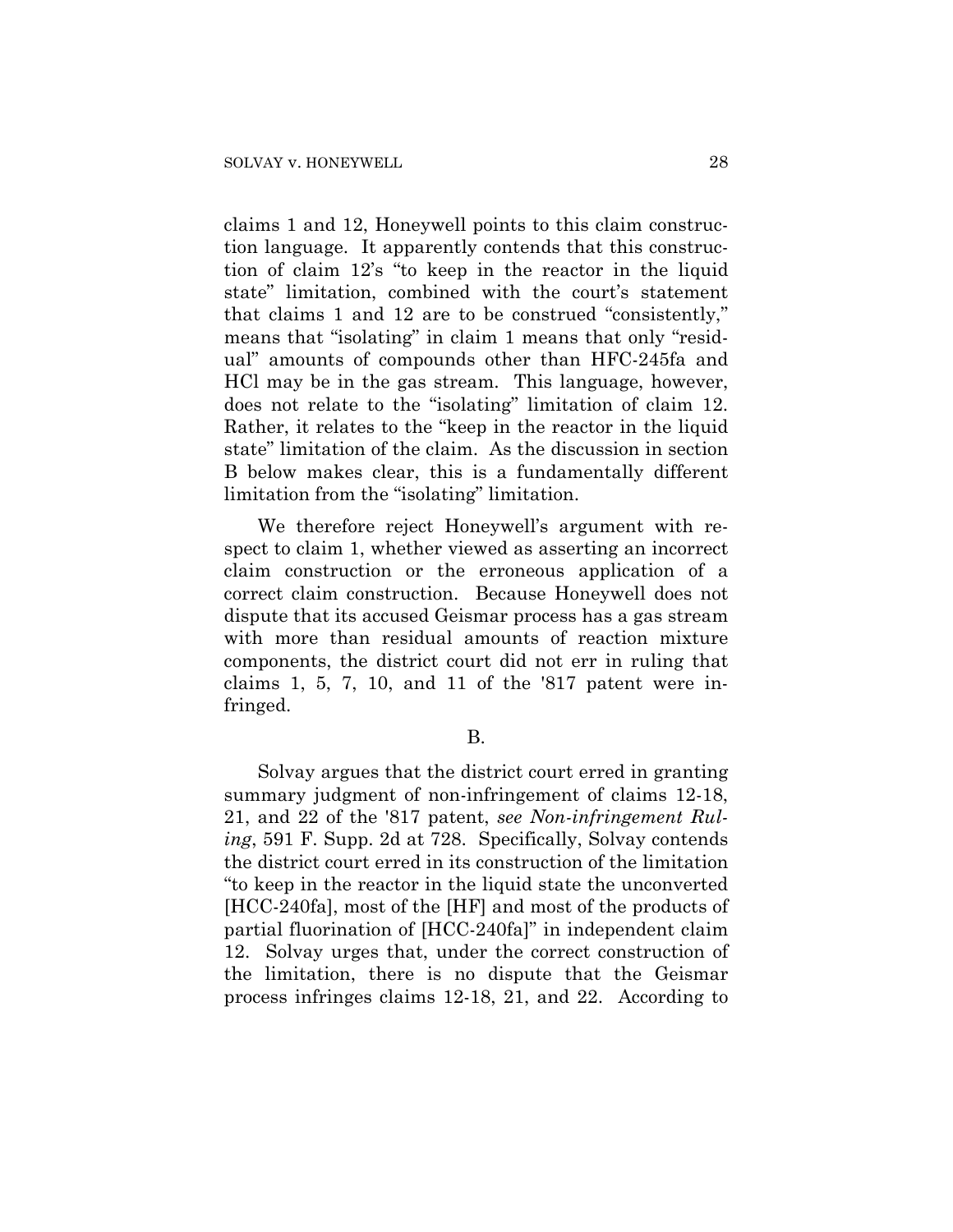claims 1 and 12, Honeywell points to this claim construction language. It apparently contends that this construction of claim 12's "to keep in the reactor in the liquid state" limitation, combined with the court's statement that claims 1 and 12 are to be construed "consistently," means that "isolating" in claim 1 means that only "residual" amounts of compounds other than HFC-245fa and HCl may be in the gas stream. This language, however, does not relate to the "isolating" limitation of claim 12. Rather, it relates to the "keep in the reactor in the liquid state" limitation of the claim. As the discussion in section B below makes clear, this is a fundamentally different limitation from the "isolating" limitation.

We therefore reject Honeywell's argument with respect to claim 1, whether viewed as asserting an incorrect claim construction or the erroneous application of a correct claim construction. Because Honeywell does not dispute that its accused Geismar process has a gas stream with more than residual amounts of reaction mixture components, the district court did not err in ruling that claims 1, 5, 7, 10, and 11 of the '817 patent were infringed.

B.

Solvay argues that the district court erred in granting summary judgment of non-infringement of claims 12-18, 21, and 22 of the '817 patent, *see Non-infringement Ruling*, 591 F. Supp. 2d at 728. Specifically, Solvay contends the district court erred in its construction of the limitation "to keep in the reactor in the liquid state the unconverted [HCC-240fa], most of the [HF] and most of the products of partial fluorination of [HCC-240fa]" in independent claim 12. Solvay urges that, under the correct construction of the limitation, there is no dispute that the Geismar process infringes claims 12-18, 21, and 22. According to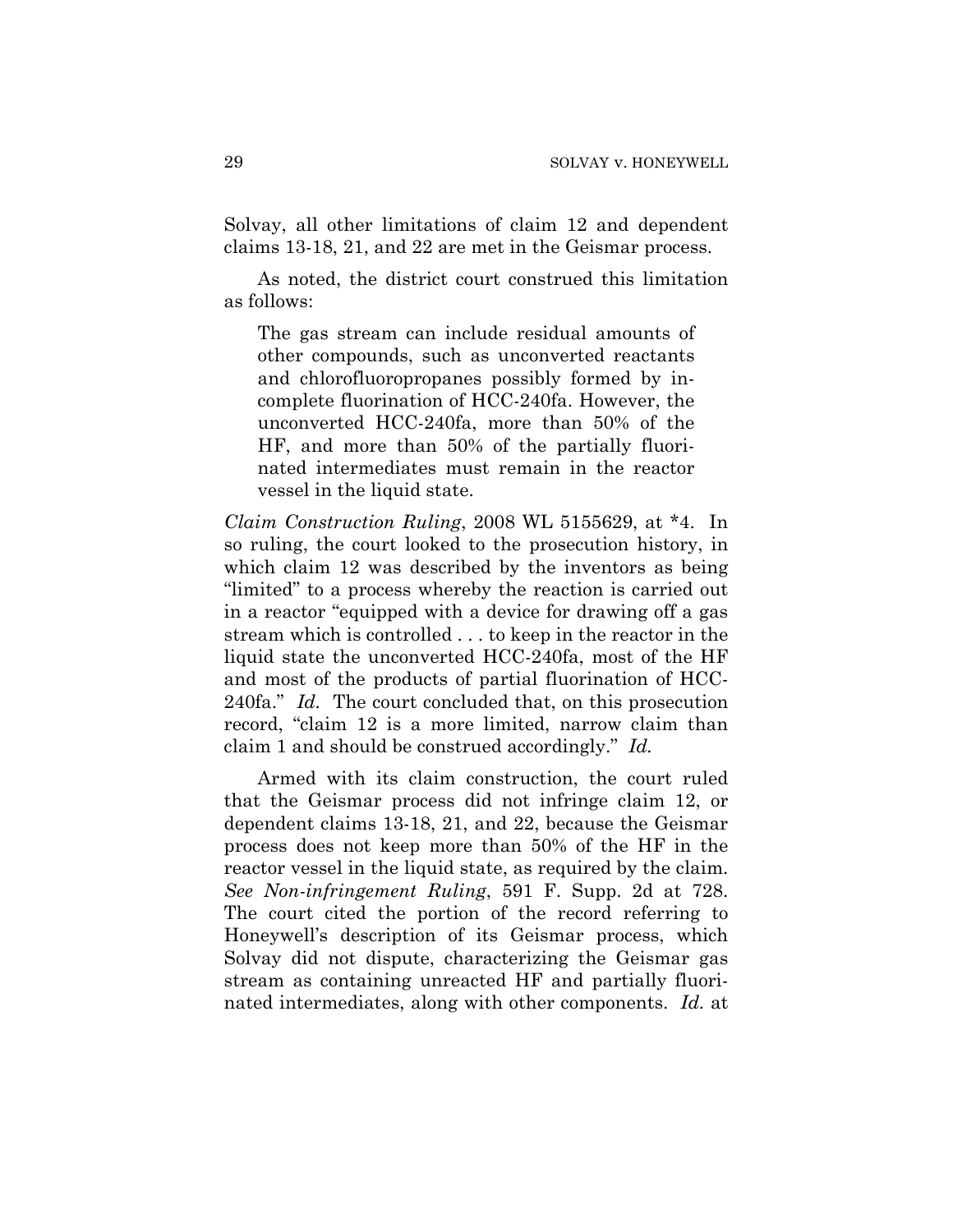Solvay, all other limitations of claim 12 and dependent claims 13-18, 21, and 22 are met in the Geismar process.

As noted, the district court construed this limitation as follows:

> The gas stream can include residual amounts of other compounds, such as unconverted reactants and chlorofluoropropanes possibly formed by incomplete fluorination of HCC-240fa. However, the unconverted HCC-240fa, more than 50% of the HF, and more than 50% of the partially fluorinated intermediates must remain in the reactor vessel in the liquid state.

*Claim Construction Ruling*, 2008 WL 5155629, at *4. In so ruling, the court looked to the prosecution history, in which claim 12 was described by the inventors as being "limited" to a process whereby the reaction is carried out in a reactor "equipped with a device for drawing off a gas stream which is controlled . . . to keep in the reactor in the liquid state the unconverted HCC-240fa, most of the HF and most of the products of partial fluorination of HCC-240fa." *Id.* The court concluded that, on this prosecution record, "claim 12 is a more limited, narrow claim than claim 1 and should be construed accordingly." *Id.*

Armed with its claim construction, the court ruled that the Geismar process did not infringe claim 12, or dependent claims 13-18, 21, and 22, because the Geismar process does not keep more than 50% of the HF in the reactor vessel in the liquid state, as required by the claim. *See Non-infringement Ruling*, 591 F. Supp. 2d at 728. The court cited the portion of the record referring to Honeywell's description of its Geismar process, which Solvay did not dispute, characterizing the Geismar gas stream as containing unreacted HF and partially fluorinated intermediates, along with other components. *Id.* at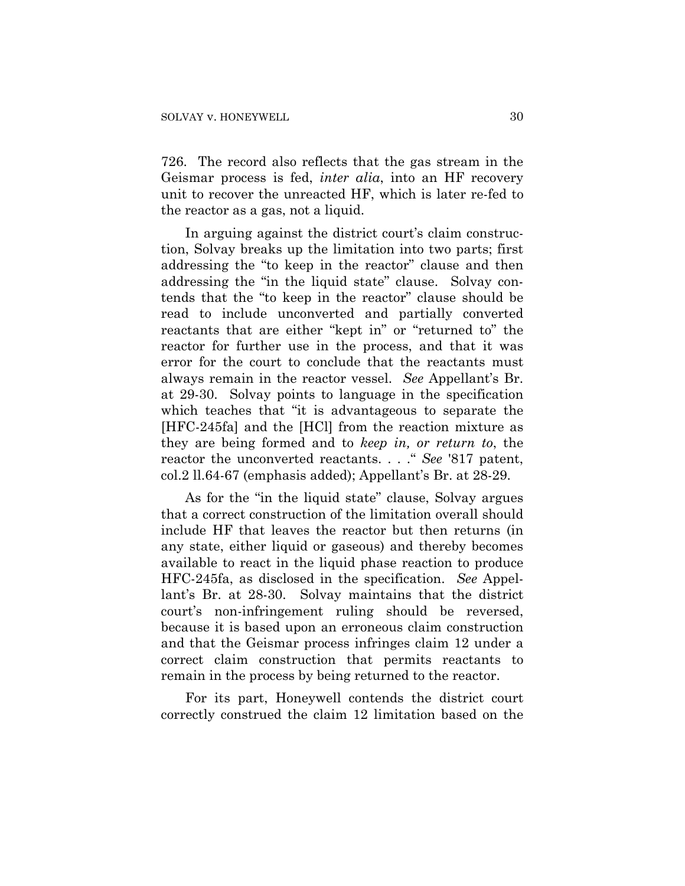726. The record also reflects that the gas stream in the Geismar process is fed, *inter alia*, into an HF recovery unit to recover the unreacted HF, which is later re-fed to the reactor as a gas, not a liquid.

In arguing against the district court's claim construction, Solvay breaks up the limitation into two parts; first addressing the "to keep in the reactor" clause and then addressing the "in the liquid state" clause. Solvay contends that the "to keep in the reactor" clause should be read to include unconverted and partially converted reactants that are either "kept in" or "returned to" the reactor for further use in the process, and that it was error for the court to conclude that the reactants must always remain in the reactor vessel. *See* Appellant's Br. at 29-30. Solvay points to language in the specification which teaches that "it is advantageous to separate the [HFC-245fa] and the [HCl] from the reaction mixture as they are being formed and to *keep in, or return to*, the reactor the unconverted reactants. . . ." *See* '817 patent, col.2 ll.64-67 (emphasis added); Appellant's Br. at 28-29.

As for the "in the liquid state" clause, Solvay argues that a correct construction of the limitation overall should include HF that leaves the reactor but then returns (in any state, either liquid or gaseous) and thereby becomes available to react in the liquid phase reaction to produce HFC-245fa, as disclosed in the specification. *See* Appellant's Br. at 28-30. Solvay maintains that the district court's non-infringement ruling should be reversed, because it is based upon an erroneous claim construction and that the Geismar process infringes claim 12 under a correct claim construction that permits reactants to remain in the process by being returned to the reactor.

For its part, Honeywell contends the district court correctly construed the claim 12 limitation based on the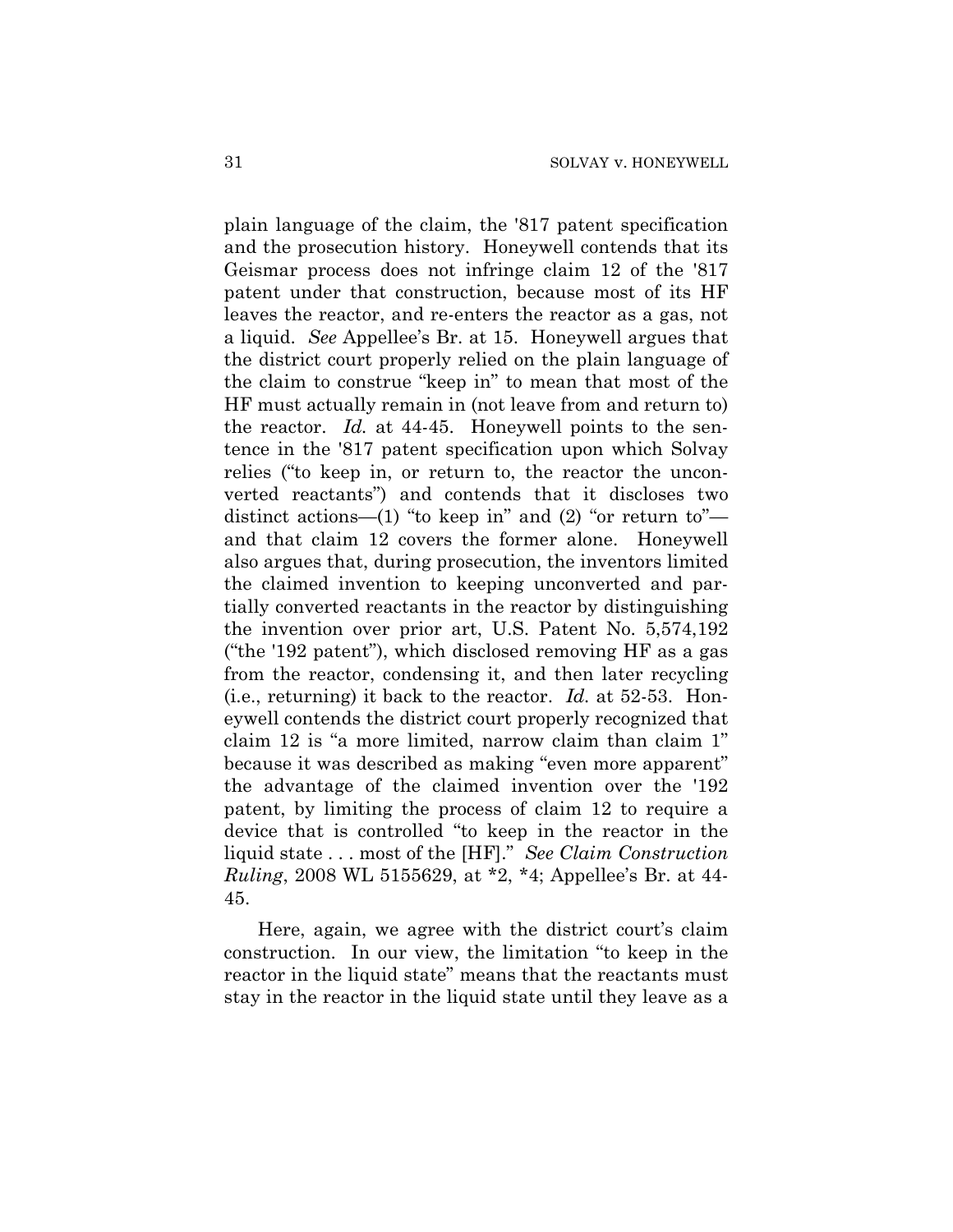plain language of the claim, the '817 patent specification and the prosecution history. Honeywell contends that its Geismar process does not infringe claim 12 of the '817 patent under that construction, because most of its HF leaves the reactor, and re-enters the reactor as a gas, not a liquid. *See* Appellee's Br. at 15. Honeywell argues that the district court properly relied on the plain language of the claim to construe "keep in" to mean that most of the HF must actually remain in (not leave from and return to) the reactor. *Id.* at 44-45. Honeywell points to the sentence in the '817 patent specification upon which Solvay relies ("to keep in, or return to, the reactor the unconverted reactants") and contends that it discloses two distinct actions—(1) "to keep in" and (2) "or return to"—and that claim 12 covers the former alone. Honeywell also argues that, during prosecution, the inventors limited the claimed invention to keeping unconverted and partially converted reactants in the reactor by distinguishing the invention over prior art, U.S. Patent No. 5,574,192 ("the '192 patent"), which disclosed removing HF as a gas from the reactor, condensing it, and then later recycling (i.e., returning) it back to the reactor. *Id.* at 52-53. Honeywell contends the district court properly recognized that claim 12 is "a more limited, narrow claim than claim 1" because it was described as making "even more apparent" the advantage of the claimed invention over the '192 patent, by limiting the process of claim 12 to require a device that is controlled "to keep in the reactor in the liquid state . . . most of the [HF]." *See Claim Construction Ruling*, 2008 WL 5155629, at *2, *4; Appellee's Br. at 44-45.

Here, again, we agree with the district court's claim construction. In our view, the limitation "to keep in the reactor in the liquid state" means that the reactants must stay in the reactor in the liquid state until they leave as a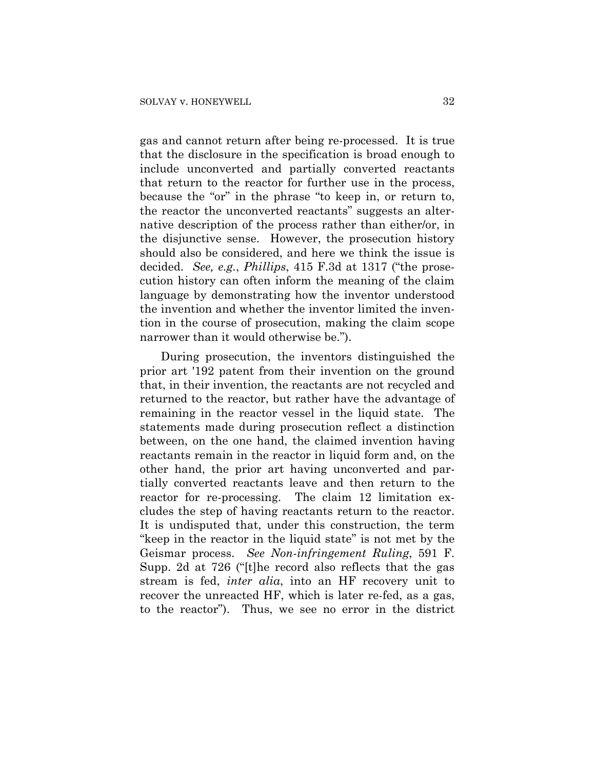gas and cannot return after being re-processed. It is true that the disclosure in the specification is broad enough to include unconverted and partially converted reactants that return to the reactor for further use in the process, because the "or" in the phrase "to keep in, or return to, the reactor the unconverted reactants" suggests an alternative description of the process rather than either/or, in the disjunctive sense. However, the prosecution history should also be considered, and here we think the issue is decided. *See, e.g.*, *Phillips*, 415 F.3d at 1317 ("the prosecution history can often inform the meaning of the claim language by demonstrating how the inventor understood the invention and whether the inventor limited the invention in the course of prosecution, making the claim scope narrower than it would otherwise be.").

During prosecution, the inventors distinguished the prior art '192 patent from their invention on the ground that, in their invention, the reactants are not recycled and returned to the reactor, but rather have the advantage of remaining in the reactor vessel in the liquid state. The statements made during prosecution reflect a distinction between, on the one hand, the claimed invention having reactants remain in the reactor in liquid form and, on the other hand, the prior art having unconverted and partially converted reactants leave and then return to the reactor for re-processing. The claim 12 limitation excludes the step of having reactants return to the reactor. It is undisputed that, under this construction, the term "keep in the reactor in the liquid state" is not met by the Geismar process. *See Non-infringement Ruling*, 591 F. Supp. 2d at 726 ("[t]he record also reflects that the gas stream is fed, *inter alia*, into an HF recovery unit to recover the unreacted HF, which is later re-fed, as a gas, to the reactor"). Thus, we see no error in the district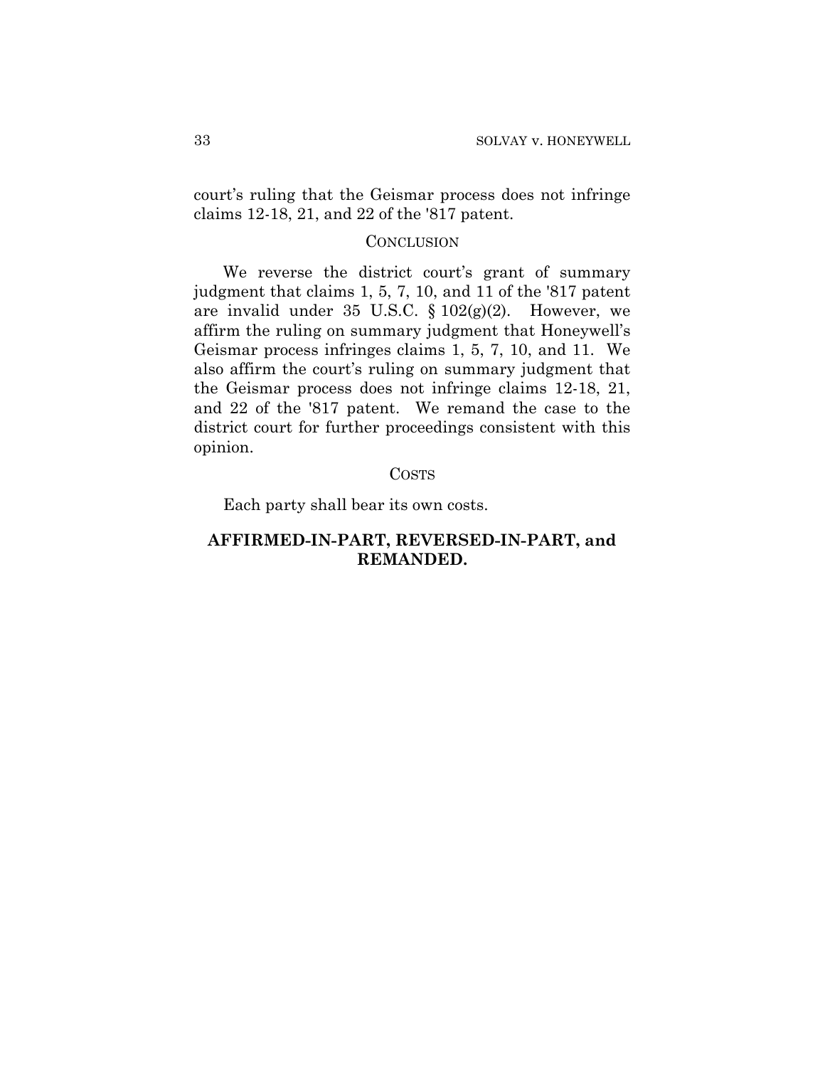court's ruling that the Geismar process does not infringe claims 12-18, 21, and 22 of the '817 patent.

## CONCLUSION

We reverse the district court's grant of summary judgment that claims 1, 5, 7, 10, and 11 of the '817 patent are invalid under 35 U.S.C. § 102(g)(2). However, we affirm the ruling on summary judgment that Honeywell's Geismar process infringes claims 1, 5, 7, 10, and 11. We also affirm the court's ruling on summary judgment that the Geismar process does not infringe claims 12-18, 21, and 22 of the '817 patent. We remand the case to the district court for further proceedings consistent with this opinion.

## COSTS

Each party shall bear its own costs.

**AFFIRMED-IN-PART, REVERSED-IN-PART, and REMANDED.**